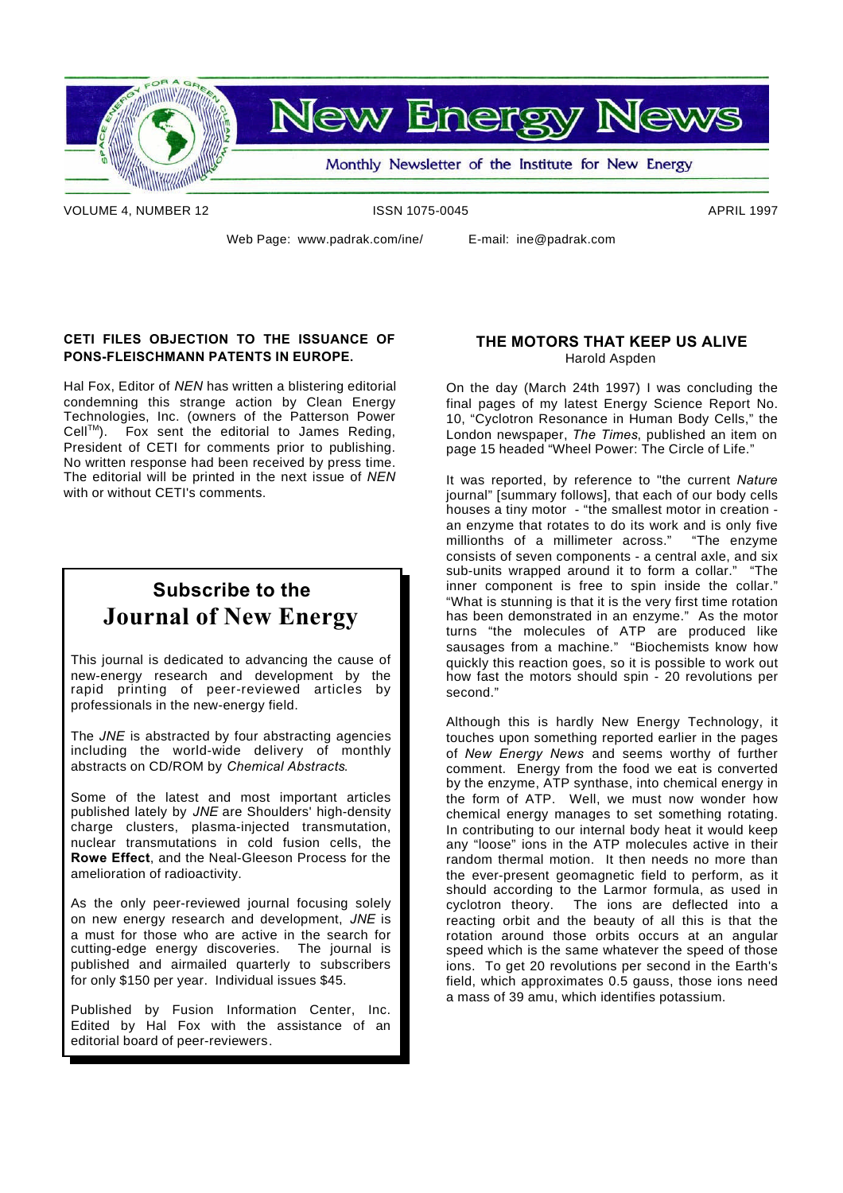# New Energy News

Monthly Newsletter of the Institute for New Energy

VOLUME 4, NUMBER 12 ISSN 1075-0045 APRIL 1997

Web Page: www.padrak.com/ine/ E-mail: ine@padrak.com

### CETI FILES OBJECTION TO THE ISSUANCE OF PONS-FLEISCHMANN PATENTS IN EUROPE.

Hal Fox, Editor of *NEN* has written a blistering editorial condemning this strange action by Clean Energy Technologies, Inc. (owners of the Patterson Power Cell™). Fox sent the editorial to James Reding, President of CETI for comments prior to publishing. No written response had been received by press time. The editorial will be printed in the next issue of *NEN* with or without CETI's comments.

## Subscribe to the Journal of New Energy

This journal is dedicated to advancing the cause of new-energy research and development by the rapid printing of peer-reviewed articles by professionals in the new-energy field.

The *JNE* is abstracted by four abstracting agencies including the world-wide delivery of monthly abstracts on CD/ROM by *Chemical Abstracts*.

Some of the latest and most important articles published lately by *JNE* are Shoulders' high-density charge clusters, plasma-injected transmutation, nuclear transmutations in cold fusion cells, the **Rowe Effect**, and the Neal-Gleeson Process for the amelioration of radioactivity.

As the only peer-reviewed journal focusing solely on new energy research and development, *JNE* is a must for those who are active in the search for cutting-edge energy discoveries. The journal is published and airmailed quarterly to subscribers for only $150 per year. Individual issues $45.

Published by Fusion Information Center, Inc. Edited by Hal Fox with the assistance of an editorial board of peer-reviewers.

### THE MOTORS THAT KEEP US ALIVE

Harold Aspden

On the day (March 24th 1997) I was concluding the final pages of my latest Energy Science Report No. 10, "Cyclotron Resonance in Human Body Cells," the London newspaper, *The Times*, published an item on page 15 headed "Wheel Power: The Circle of Life."

It was reported, by reference to "the current *Nature* journal" [summary follows], that each of our body cells houses a tiny motor - "the smallest motor in creation - an enzyme that rotates to do its work and is only five millionths of a millimeter across." "The enzyme consists of seven components - a central axle, and six sub-units wrapped around it to form a collar." "The inner component is free to spin inside the collar." "What is stunning is that it is the very first time rotation has been demonstrated in an enzyme." As the motor turns "the molecules of ATP are produced like sausages from a machine." "Biochemists know how quickly this reaction goes, so it is possible to work out how fast the motors should spin - 20 revolutions per second."

Although this is hardly New Energy Technology, it touches upon something reported earlier in the pages of *New Energy News* and seems worthy of further comment. Energy from the food we eat is converted by the enzyme, ATP synthase, into chemical energy in the form of ATP. Well, we must now wonder how chemical energy manages to set something rotating. In contributing to our internal body heat it would keep any "loose" ions in the ATP molecules active in their random thermal motion. It then needs no more than the ever-present geomagnetic field to perform, as it should according to the Larmor formula, as used in cyclotron theory. The ions are deflected into a reacting orbit and the beauty of all this is that the rotation around those orbits occurs at an angular speed which is the same whatever the speed of those ions. To get 20 revolutions per second in the Earth's field, which approximates 0.5 gauss, those ions need a mass of 39 amu, which identifies potassium.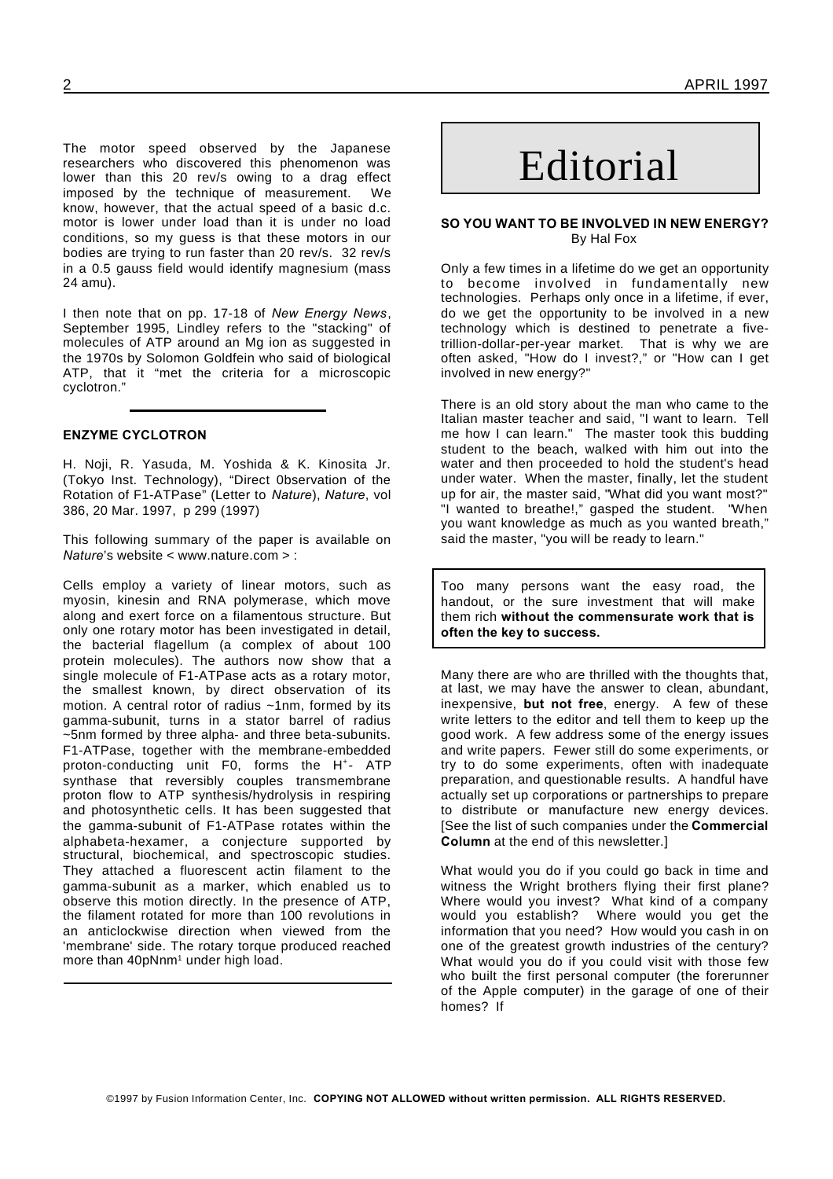The motor speed observed by the Japanese researchers who discovered this phenomenon was lower than this 20 rev/s owing to a drag effect imposed by the technique of measurement. We know, however, that the actual speed of a basic d.c. motor is lower under load than it is under no load conditions, so my guess is that these motors in our bodies are trying to run faster than 20 rev/s. 32 rev/s in a 0.5 gauss field would identify magnesium (mass 24 amu).

I then note that on pp. 17-18 of *New Energy News*, September 1995, Lindley refers to the "stacking" of molecules of ATP around an Mg ion as suggested in the 1970s by Solomon Goldfein who said of biological ATP, that it "met the criteria for a microscopic cyclotron."

---

### ENZYME CYCLOTRON

H. Noji, R. Yasuda, M. Yoshida & K. Kinosita Jr. (Tokyo Inst. Technology), "Direct 0bservation of the Rotation of F1-ATPase" (Letter to *Nature*), *Nature*, vol 386, 20 Mar. 1997, p 299 (1997)

This following summary of the paper is available on *Nature*'s website < www.nature.com > :

Cells employ a variety of linear motors, such as myosin, kinesin and RNA polymerase, which move along and exert force on a filamentous structure. But only one rotary motor has been investigated in detail, the bacterial flagellum (a complex of about 100 protein molecules). The authors now show that a single molecule of F1-ATPase acts as a rotary motor, the smallest known, by direct observation of its motion. A central rotor of radius ~1nm, formed by its gamma-subunit, turns in a stator barrel of radius ~5nm formed by three alpha- and three beta-subunits. F1-ATPase, together with the membrane-embedded proton-conducting unit F0, forms the $H^+$- ATP synthase that reversibly couples transmembrane proton flow to ATP synthesis/hydrolysis in respiring and photosynthetic cells. It has been suggested that the gamma-subunit of F1-ATPase rotates within the alphabeta-hexamer, a conjecture supported by structural, biochemical, and spectroscopic studies. They attached a fluorescent actin filament to the gamma-subunit as a marker, which enabled us to observe this motion directly. In the presence of ATP, the filament rotated for more than 100 revolutions in an anticlockwise direction when viewed from the 'membrane' side. The rotary torque produced reached more than 40pNnm[1] under high load.

---

# Editorial

### SO YOU WANT TO BE INVOLVED IN NEW ENERGY?

By Hal Fox

Only a few times in a lifetime do we get an opportunity to become involved in fundamentally new technologies. Perhaps only once in a lifetime, if ever, do we get the opportunity to be involved in a new technology which is destined to penetrate a five-trillion-dollar-per-year market. That is why we are often asked, "How do I invest?," or "How can I get involved in new energy?"

There is an old story about the man who came to the Italian master teacher and said, "I want to learn. Tell me how I can learn." The master took this budding student to the beach, walked with him out into the water and then proceeded to hold the student's head under water. When the master, finally, let the student up for air, the master said, "What did you want most?" "I wanted to breathe!," gasped the student. "When you want knowledge as much as you wanted breath," said the master, "you will be ready to learn."

> Too many persons want the easy road, the handout, or the sure investment that will make them rich **without the commensurate work that is often the key to success.**

Many there are who are thrilled with the thoughts that, at last, we may have the answer to clean, abundant, inexpensive, **but not free**, energy. A few of these write letters to the editor and tell them to keep up the good work. A few address some of the energy issues and write papers. Fewer still do some experiments, or try to do some experiments, often with inadequate preparation, and questionable results. A handful have actually set up corporations or partnerships to prepare to distribute or manufacture new energy devices. [See the list of such companies under the **Commercial Column** at the end of this newsletter.]

What would you do if you could go back in time and witness the Wright brothers flying their first plane? Where would you invest? What kind of a company would you establish? Where would you get the information that you need? How would you cash in on one of the greatest growth industries of the century? What would you do if you could visit with those few who built the first personal computer (the forerunner of the Apple computer) in the garage of one of their homes? If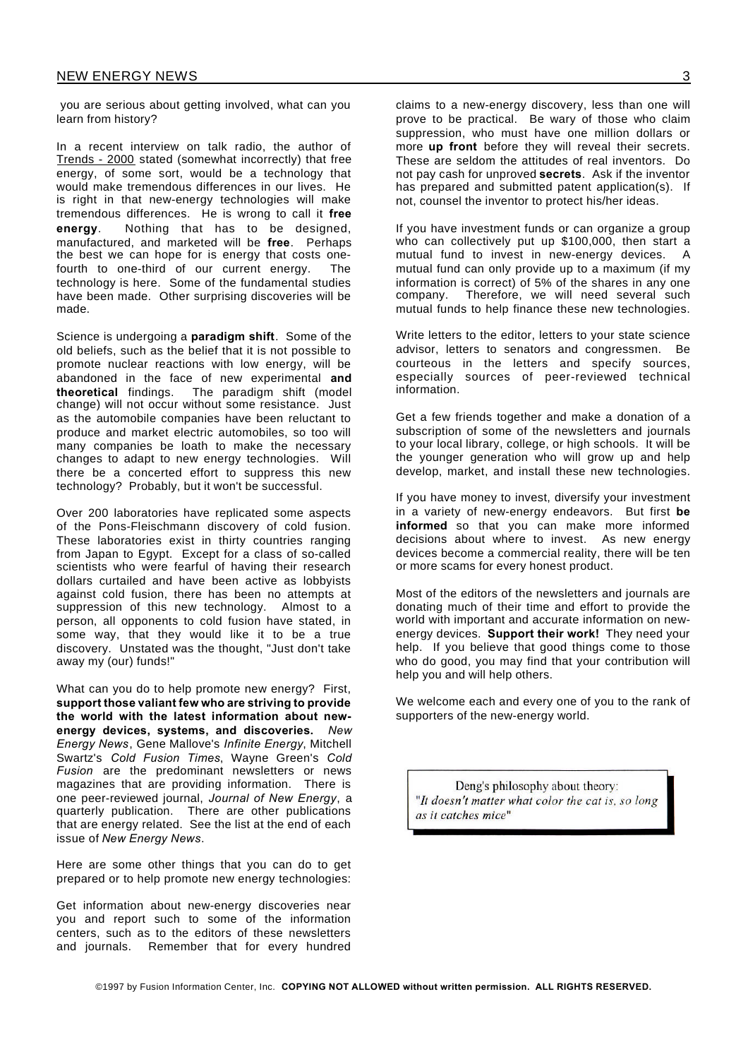you are serious about getting involved, what can you learn from history?

In a recent interview on talk radio, the author of Trends - 2000 stated (somewhat incorrectly) that free energy, of some sort, would be a technology that would make tremendous differences in our lives. He is right in that new-energy technologies will make tremendous differences. He is wrong to call it **free energy**. Nothing that has to be designed, manufactured, and marketed will be **free**. Perhaps the best we can hope for is energy that costs one-fourth to one-third of our current energy. The technology is here. Some of the fundamental studies have been made. Other surprising discoveries will be made.

Science is undergoing a **paradigm shift**. Some of the old beliefs, such as the belief that it is not possible to promote nuclear reactions with low energy, will be abandoned in the face of new experimental **and theoretical** findings. The paradigm shift (model change) will not occur without some resistance. Just as the automobile companies have been reluctant to produce and market electric automobiles, so too will many companies be loath to make the necessary changes to adapt to new energy technologies. Will there be a concerted effort to suppress this new technology? Probably, but it won't be successful.

Over 200 laboratories have replicated some aspects of the Pons-Fleischmann discovery of cold fusion. These laboratories exist in thirty countries ranging from Japan to Egypt. Except for a class of so-called scientists who were fearful of having their research dollars curtailed and have been active as lobbyists against cold fusion, there has been no attempts at suppression of this new technology. Almost to a person, all opponents to cold fusion have stated, in some way, that they would like it to be a true discovery. Unstated was the thought, "Just don't take away my (our) funds!"

What can you do to help promote new energy? First, **support those valiant few who are striving to provide the world with the latest information about new-energy devices, systems, and discoveries.** *New Energy News*, Gene Mallove's *Infinite Energy*, Mitchell Swartz's *Cold Fusion Times*, Wayne Green's *Cold Fusion* are the predominant newsletters or news magazines that are providing information. There is one peer-reviewed journal, *Journal of New Energy*, a quarterly publication. There are other publications that are energy related. See the list at the end of each issue of *New Energy News*.

Here are some other things that you can do to get prepared or to help promote new energy technologies:

Get information about new-energy discoveries near you and report such to some of the information centers, such as to the editors of these newsletters and journals. Remember that for every hundred claims to a new-energy discovery, less than one will prove to be practical. Be wary of those who claim suppression, who must have one million dollars or more **up front** before they will reveal their secrets. These are seldom the attitudes of real inventors. Do not pay cash for unproved **secrets**. Ask if the inventor has prepared and submitted patent application(s). If not, counsel the inventor to protect his/her ideas.

If you have investment funds or can organize a group who can collectively put up $100,000, then start a mutual fund to invest in new-energy devices. A mutual fund can only provide up to a maximum (if my information is correct) of 5% of the shares in any one company. Therefore, we will need several such mutual funds to help finance these new technologies.

Write letters to the editor, letters to your state science advisor, letters to senators and congressmen. Be courteous in the letters and specify sources, especially sources of peer-reviewed technical information.

Get a few friends together and make a donation of a subscription of some of the newsletters and journals to your local library, college, or high schools. It will be the younger generation who will grow up and help develop, market, and install these new technologies.

If you have money to invest, diversify your investment in a variety of new-energy endeavors. But first **be informed** so that you can make more informed decisions about where to invest. As new energy devices become a commercial reality, there will be ten or more scams for every honest product.

Most of the editors of the newsletters and journals are donating much of their time and effort to provide the world with important and accurate information on new-energy devices. **Support their work!** They need your help. If you believe that good things come to those who do good, you may find that your contribution will help you and will help others.

We welcome each and every one of you to the rank of supporters of the new-energy world.

> Deng's philosophy about theory:
> *"It doesn't matter what color the cat is, so long as it catches mice"*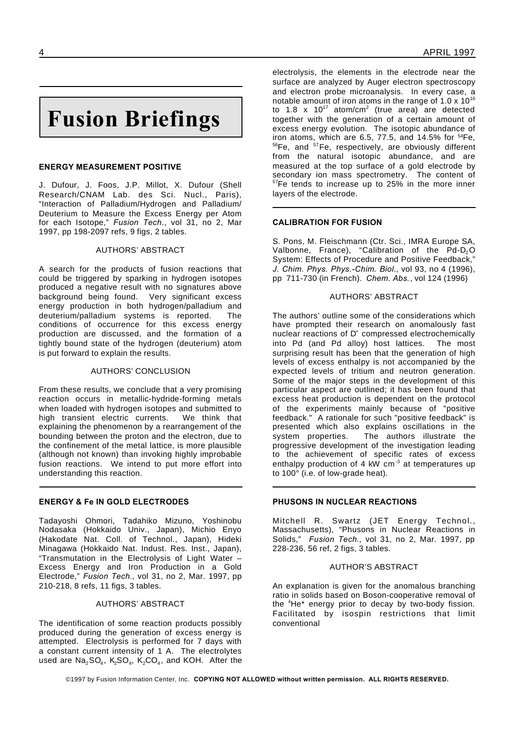# Fusion Briefings

### ENERGY MEASUREMENT POSITIVE

J. Dufour, J. Foos, J.P. Millot, X. Dufour (Shell Research/CNAM Lab. des Sci. Nucl., Paris), "Interaction of Palladium/Hydrogen and Palladium/Deuterium to Measure the Excess Energy per Atom for each Isotope," *Fusion Tech*., vol 31, no 2, Mar 1997, pp 198-2097 refs, 9 figs, 2 tables.

AUTHORS' ABSTRACT

A search for the products of fusion reactions that could be triggered by sparking in hydrogen isotopes produced a negative result with no signatures above background being found. Very significant excess energy production in both hydrogen/palladium and deuterium/palladium systems is reported. The conditions of occurrence for this excess energy production are discussed, and the formation of a tightly bound state of the hydrogen (deuterium) atom is put forward to explain the results.

AUTHORS' CONCLUSION

From these results, we conclude that a very promising reaction occurs in metallic-hydride-forming metals when loaded with hydrogen isotopes and submitted to high transient electric currents. We think that explaining the phenomenon by a rearrangement of the bounding between the proton and the electron, due to the confinement of the metal lattice, is more plausible (although not known) than invoking highly improbable fusion reactions. We intend to put more effort into understanding this reaction.

### ENERGY & Fe IN GOLD ELECTRODES

Tadayoshi Ohmori, Tadahiko Mizuno, Yoshinobu Nodasaka (Hokkaido Univ., Japan), Michio Enyo (Hakodate Nat. Coll. of Technol., Japan), Hideki Minagawa (Hokkaido Nat. Indust. Res. Inst., Japan), "Transmutation in the Electrolysis of Light Water – Excess Energy and Iron Production in a Gold Electrode," *Fusion Tech*., vol 31, no 2, Mar. 1997, pp 210-218, 8 refs, 11 figs, 3 tables.

AUTHORS' ABSTRACT

The identification of some reaction products possibly produced during the generation of excess energy is attempted. Electrolysis is performed for 7 days with a constant current intensity of 1 A. The electrolytes used are $Na_2SO_4$, $K_2SO_4$, $K_2CO_4$, and KOH. After the electrolysis, the elements in the electrode near the surface are analyzed by Auger electron spectroscopy and electron probe microanalysis. In every case, a notable amount of iron atoms in the range of $1.0 \times 10^{16}$ to $1.8 \times 10^{17}$ atom/cm$^2$ (true area) are detected together with the generation of a certain amount of excess energy evolution. The isotopic abundance of iron atoms, which are 6.5, 77.5, and 14.5% for $^{54}$Fe, $^{56}$Fe, and $^{57}$Fe, respectively, are obviously different from the natural isotopic abundance, and are measured at the top surface of a gold electrode by secondary ion mass spectrometry. The content of $^{57}$Fe tends to increase up to 25% in the more inner layers of the electrode.

### CALIBRATION FOR FUSION

S. Pons, M. Fleischmann (Ctr. Sci., IMRA Europe SA, Valbonne, France), "Calibration of the Pd-$D_2$O System: Effects of Procedure and Positive Feedback," *J. Chim. Phys. Phys.-Chim. Biol*., vol 93, no 4 (1996), pp 711-730 (in French). *Chem. Abs.*, vol 124 (1996)

AUTHORS' ABSTRACT

The authors' outline some of the considerations which have prompted their research on anomalously fast nuclear reactions of $D^+$ compressed electrochemically into Pd (and Pd alloy) host lattices. The most surprising result has been that the generation of high levels of excess enthalpy is not accompanied by the expected levels of tritium and neutron generation. Some of the major steps in the development of this particular aspect are outlined; it has been found that excess heat production is dependent on the protocol of the experiments mainly because of "positive feedback." A rationale for such "positive feedback" is presented which also explains oscillations in the system properties. The authors illustrate the progressive development of the investigation leading to the achievement of specific rates of excess enthalpy production of 4 kW cm$^{-3}$ at temperatures up to 100° (i.e. of low-grade heat).

### PHUSONS IN NUCLEAR REACTIONS

Mitchell R. Swartz (JET Energy Technol., Massachusetts), "Phusons in Nuclear Reactions in Solids," *Fusion Tech.*, vol 31, no 2, Mar. 1997, pp 228-236, 56 ref, 2 figs, 3 tables.

AUTHOR'S ABSTRACT

An explanation is given for the anomalous branching ratio in solids based on Boson-cooperative removal of the $^4$He* energy prior to decay by two-body fission. Facilitated by isospin restrictions that limit conventional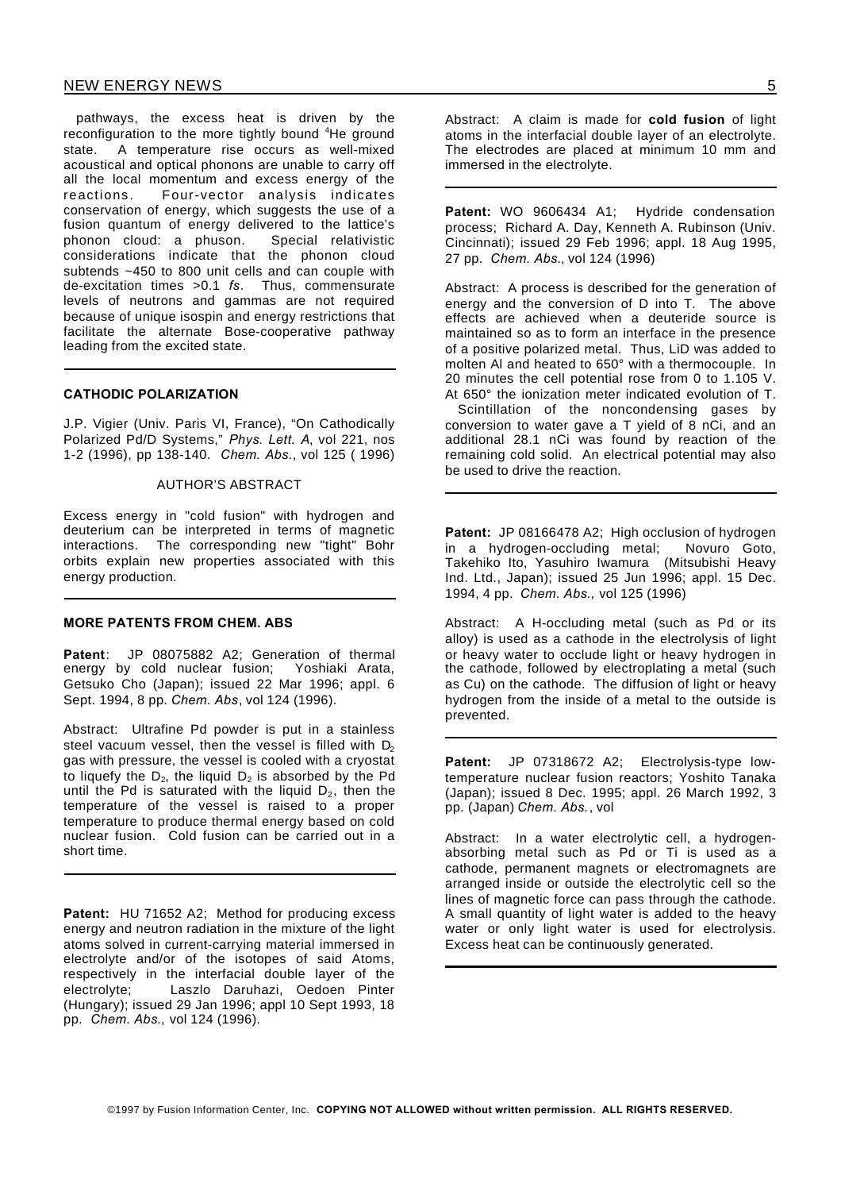pathways, the excess heat is driven by the reconfiguration to the more tightly bound $^4$He ground state. A temperature rise occurs as well-mixed acoustical and optical phonons are unable to carry off all the local momentum and excess energy of the reactions. Four-vector analysis indicates conservation of energy, which suggests the use of a fusion quantum of energy delivered to the lattice's phonon cloud: a phuson. Special relativistic considerations indicate that the phonon cloud subtends ~450 to 800 unit cells and can couple with de-excitation times >0.1 *fs*. Thus, commensurate levels of neutrons and gammas are not required because of unique isospin and energy restrictions that facilitate the alternate Bose-cooperative pathway leading from the excited state.

---

### CATHODIC POLARIZATION

J.P. Vigier (Univ. Paris VI, France), "On Cathodically Polarized Pd/D Systems," *Phys. Lett. A*, vol 221, nos 1-2 (1996), pp 138-140. *Chem. Abs.*, vol 125 ( 1996)

AUTHOR'S ABSTRACT

Excess energy in "cold fusion" with hydrogen and deuterium can be interpreted in terms of magnetic interactions. The corresponding new "tight" Bohr orbits explain new properties associated with this energy production.

---

### MORE PATENTS FROM CHEM. ABS

**Patent**: JP 08075882 A2; Generation of thermal energy by cold nuclear fusion; Yoshiaki Arata, Getsuko Cho (Japan); issued 22 Mar 1996; appl. 6 Sept. 1994, 8 pp. *Chem. Abs*, vol 124 (1996).

Abstract: Ultrafine Pd powder is put in a stainless steel vacuum vessel, then the vessel is filled with $D_2$ gas with pressure, the vessel is cooled with a cryostat to liquefy the $D_2$, the liquid $D_2$ is absorbed by the Pd until the Pd is saturated with the liquid $D_2$, then the temperature of the vessel is raised to a proper temperature to produce thermal energy based on cold nuclear fusion. Cold fusion can be carried out in a short time.

---

**Patent:** HU 71652 A2; Method for producing excess energy and neutron radiation in the mixture of the light atoms solved in current-carrying material immersed in electrolyte and/or of the isotopes of said Atoms, respectively in the interfacial double layer of the electrolyte; Laszlo Daruhazi, Oedoen Pinter (Hungary); issued 29 Jan 1996; appl 10 Sept 1993, 18 pp. *Chem. Abs.*, vol 124 (1996).

Abstract: A claim is made for **cold fusion** of light atoms in the interfacial double layer of an electrolyte. The electrodes are placed at minimum 10 mm and immersed in the electrolyte.

---

**Patent:** WO 9606434 A1; Hydride condensation process; Richard A. Day, Kenneth A. Rubinson (Univ. Cincinnati); issued 29 Feb 1996; appl. 18 Aug 1995, 27 pp. *Chem. Abs.*, vol 124 (1996)

Abstract: A process is described for the generation of energy and the conversion of D into T. The above effects are achieved when a deuteride source is maintained so as to form an interface in the presence of a positive polarized metal. Thus, LiD was added to molten Al and heated to 650° with a thermocouple. In 20 minutes the cell potential rose from 0 to 1.105 V. At 650° the ionization meter indicated evolution of T. Scintillation of the noncondensing gases by conversion to water gave a T yield of 8 nCi, and an additional 28.1 nCi was found by reaction of the remaining cold solid. An electrical potential may also be used to drive the reaction.

---

**Patent:** JP 08166478 A2; High occlusion of hydrogen in a hydrogen-occluding metal; Novuro Goto, Takehiko Ito, Yasuhiro Iwamura (Mitsubishi Heavy Ind. Ltd., Japan); issued 25 Jun 1996; appl. 15 Dec. 1994, 4 pp. *Chem. Abs.*, vol 125 (1996)

Abstract: A H-occluding metal (such as Pd or its alloy) is used as a cathode in the electrolysis of light or heavy water to occlude light or heavy hydrogen in the cathode, followed by electroplating a metal (such as Cu) on the cathode. The diffusion of light or heavy hydrogen from the inside of a metal to the outside is prevented.

---

**Patent:** JP 07318672 A2; Electrolysis-type low-temperature nuclear fusion reactors; Yoshito Tanaka (Japan); issued 8 Dec. 1995; appl. 26 March 1992, 3 pp. (Japan) *Chem. Abs.*, vol

Abstract: In a water electrolytic cell, a hydrogen-absorbing metal such as Pd or Ti is used as a cathode, permanent magnets or electromagnets are arranged inside or outside the electrolytic cell so the lines of magnetic force can pass through the cathode. A small quantity of light water is added to the heavy water or only light water is used for electrolysis. Excess heat can be continuously generated.

---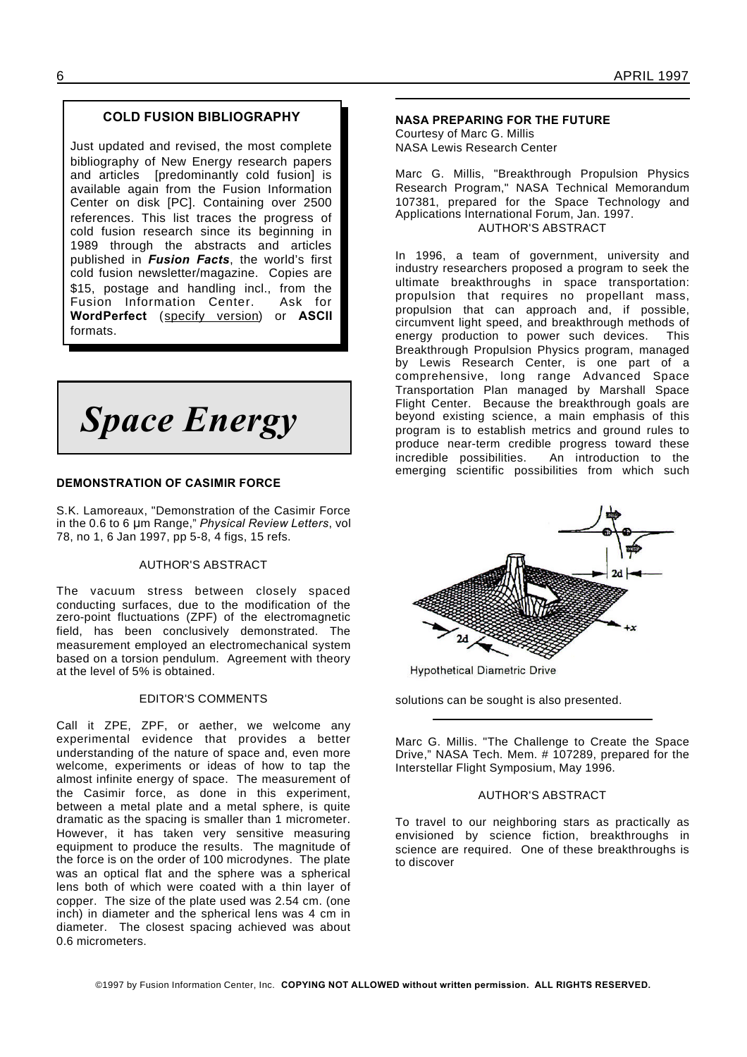## COLD FUSION BIBLIOGRAPHY

Just updated and revised, the most complete bibliography of New Energy research papers and articles [predominantly cold fusion] is available again from the Fusion Information Center on disk [PC]. Containing over 2500 references. This list traces the progress of cold fusion research since its beginning in 1989 through the abstracts and articles published in ***Fusion Facts***, the world's first cold fusion newsletter/magazine. Copies are $15, postage and handling incl., from the Fusion Information Center. Ask for **WordPerfect** (specify version) or **ASCII** formats.

# *Space Energy*

### DEMONSTRATION OF CASIMIR FORCE

S.K. Lamoreaux, "Demonstration of the Casimir Force in the 0.6 to 6 μm Range," *Physical Review Letters*, vol 78, no 1, 6 Jan 1997, pp 5-8, 4 figs, 15 refs.

AUTHOR'S ABSTRACT

The vacuum stress between closely spaced conducting surfaces, due to the modification of the zero-point fluctuations (ZPF) of the electromagnetic field, has been conclusively demonstrated. The measurement employed an electromechanical system based on a torsion pendulum. Agreement with theory at the level of 5% is obtained.

EDITOR'S COMMENTS

Call it ZPE, ZPF, or aether, we welcome any experimental evidence that provides a better understanding of the nature of space and, even more welcome, experiments or ideas of how to tap the almost infinite energy of space. The measurement of the Casimir force, as done in this experiment, between a metal plate and a metal sphere, is quite dramatic as the spacing is smaller than 1 micrometer. However, it has taken very sensitive measuring equipment to produce the results. The magnitude of the force is on the order of 100 microdynes. The plate was an optical flat and the sphere was a spherical lens both of which were coated with a thin layer of copper. The size of the plate used was 2.54 cm. (one inch) in diameter and the spherical lens was 4 cm in diameter. The closest spacing achieved was about 0.6 micrometers.

### NASA PREPARING FOR THE FUTURE

Courtesy of Marc G. Millis
NASA Lewis Research Center

Marc G. Millis, "Breakthrough Propulsion Physics Research Program," NASA Technical Memorandum 107381, prepared for the Space Technology and Applications International Forum, Jan. 1997.

AUTHOR'S ABSTRACT

In 1996, a team of government, university and industry researchers proposed a program to seek the ultimate breakthroughs in space transportation: propulsion that requires no propellant mass, propulsion that can approach and, if possible, circumvent light speed, and breakthrough methods of energy production to power such devices. This Breakthrough Propulsion Physics program, managed by Lewis Research Center, is one part of a comprehensive, long range Advanced Space Transportation Plan managed by Marshall Space Flight Center. Because the breakthrough goals are beyond existing science, a main emphasis of this program is to establish metrics and ground rules to produce near-term credible progress toward these incredible possibilities. An introduction to the emerging scientific possibilities from which such solutions can be sought is also presented.

Hypothetical Diametric Drive

Marc G. Millis. "The Challenge to Create the Space Drive," NASA Tech. Mem. # 107289, prepared for the Interstellar Flight Symposium, May 1996.

AUTHOR'S ABSTRACT

To travel to our neighboring stars as practically as envisioned by science fiction, breakthroughs in science are required. One of these breakthroughs is to discover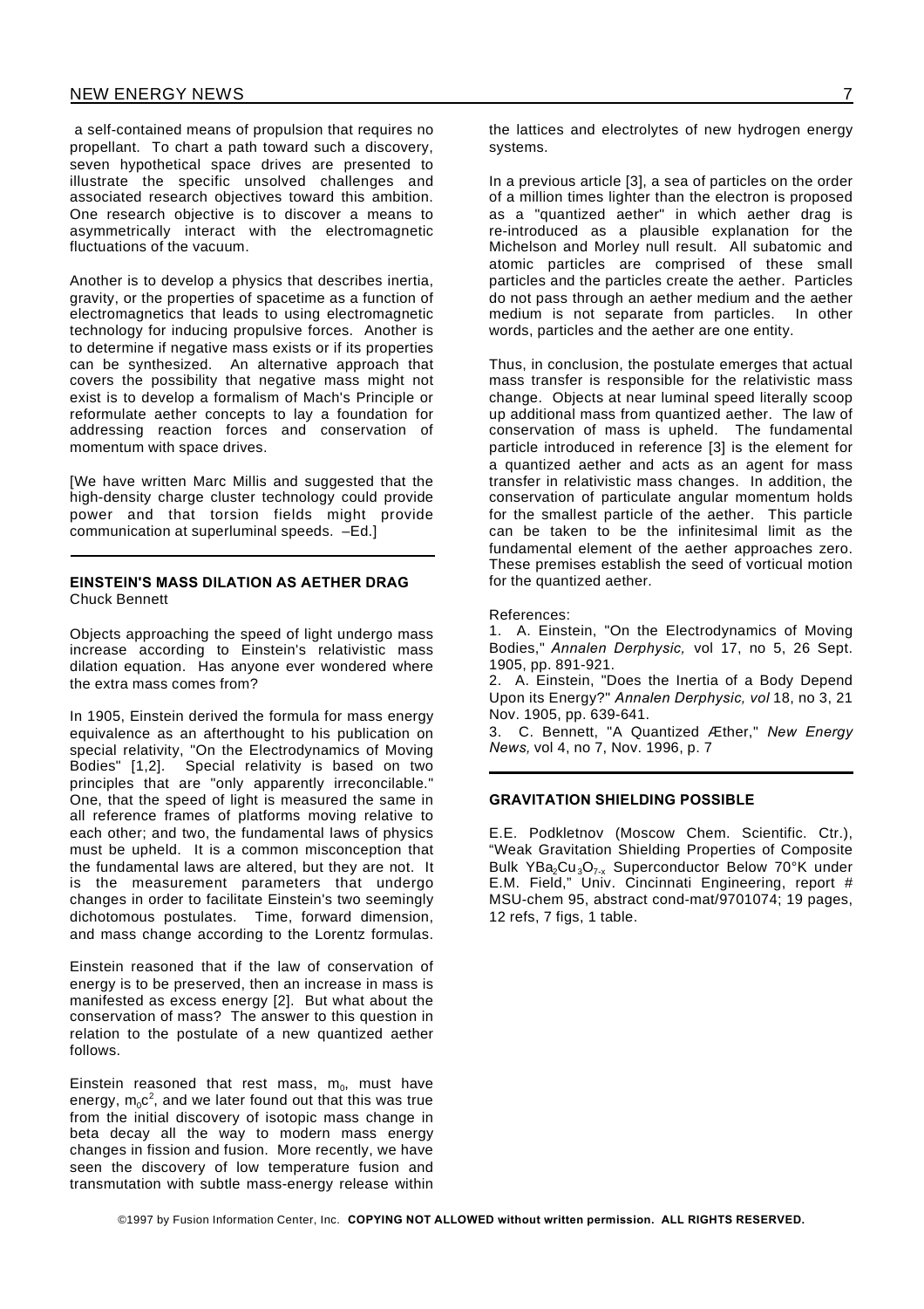a self-contained means of propulsion that requires no propellant. To chart a path toward such a discovery, seven hypothetical space drives are presented to illustrate the specific unsolved challenges and associated research objectives toward this ambition. One research objective is to discover a means to asymmetrically interact with the electromagnetic fluctuations of the vacuum.

Another is to develop a physics that describes inertia, gravity, or the properties of spacetime as a function of electromagnetics that leads to using electromagnetic technology for inducing propulsive forces. Another is to determine if negative mass exists or if its properties can be synthesized. An alternative approach that covers the possibility that negative mass might not exist is to develop a formalism of Mach's Principle or reformulate aether concepts to lay a foundation for addressing reaction forces and conservation of momentum with space drives.

[We have written Marc Millis and suggested that the high-density charge cluster technology could provide power and that torsion fields might provide communication at superluminal speeds. –Ed.]

---

## EINSTEIN'S MASS DILATION AS AETHER DRAG

Chuck Bennett

Objects approaching the speed of light undergo mass increase according to Einstein's relativistic mass dilation equation. Has anyone ever wondered where the extra mass comes from?

In 1905, Einstein derived the formula for mass energy equivalence as an afterthought to his publication on special relativity, "On the Electrodynamics of Moving Bodies" [1,2]. Special relativity is based on two principles that are "only apparently irreconcilable." One, that the speed of light is measured the same in all reference frames of platforms moving relative to each other; and two, the fundamental laws of physics must be upheld. It is a common misconception that the fundamental laws are altered, but they are not. It is the measurement parameters that undergo changes in order to facilitate Einstein's two seemingly dichotomous postulates. Time, forward dimension, and mass change according to the Lorentz formulas.

Einstein reasoned that if the law of conservation of energy is to be preserved, then an increase in mass is manifested as excess energy [2]. But what about the conservation of mass? The answer to this question in relation to the postulate of a new quantized aether follows.

Einstein reasoned that rest mass, $m_0$, must have energy, $m_0c^2$, and we later found out that this was true from the initial discovery of isotopic mass change in beta decay all the way to modern mass energy changes in fission and fusion. More recently, we have seen the discovery of low temperature fusion and transmutation with subtle mass-energy release within the lattices and electrolytes of new hydrogen energy systems.

In a previous article [3], a sea of particles on the order of a million times lighter than the electron is proposed as a "quantized aether" in which aether drag is re-introduced as a plausible explanation for the Michelson and Morley null result. All subatomic and atomic particles are comprised of these small particles and the particles create the aether. Particles do not pass through an aether medium and the aether medium is not separate from particles. In other words, particles and the aether are one entity.

Thus, in conclusion, the postulate emerges that actual mass transfer is responsible for the relativistic mass change. Objects at near luminal speed literally scoop up additional mass from quantized aether. The law of conservation of mass is upheld. The fundamental particle introduced in reference [3] is the element for a quantized aether and acts as an agent for mass transfer in relativistic mass changes. In addition, the conservation of particulate angular momentum holds for the smallest particle of the aether. This particle can be taken to be the infinitesimal limit as the fundamental element of the aether approaches zero. These premises establish the seed of vorticual motion for the quantized aether.

References:

1. A. Einstein, "On the Electrodynamics of Moving Bodies," *Annalen Derphysic,* vol 17, no 5, 26 Sept. 1905, pp. 891-921.
2. A. Einstein, "Does the Inertia of a Body Depend Upon its Energy?" *Annalen Derphysic, vol* 18, no 3, 21 Nov. 1905, pp. 639-641.
3. C. Bennett, "A Quantized Æther," *New Energy News,* vol 4, no 7, Nov. 1996, p. 7

---

## GRAVITATION SHIELDING POSSIBLE

E.E. Podkletnov (Moscow Chem. Scientific. Ctr.), "Weak Gravitation Shielding Properties of Composite Bulk $YBa_2Cu_3O_{7-x}$ Superconductor Below 70°K under E.M. Field," Univ. Cincinnati Engineering, report # MSU-chem 95, abstract cond-mat/9701074; 19 pages, 12 refs, 7 figs, 1 table.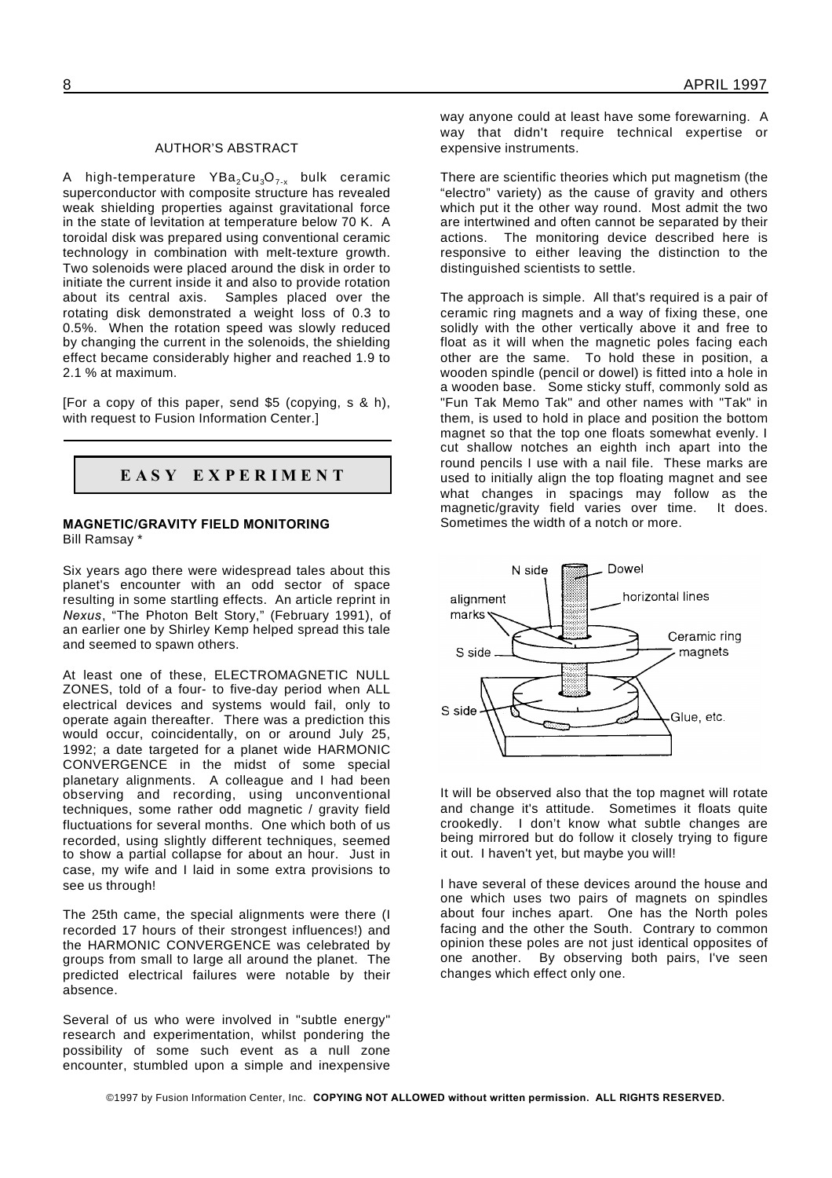### AUTHOR'S ABSTRACT

A high-temperature $YBa_2Cu_3O_{7-x}$ bulk ceramic superconductor with composite structure has revealed weak shielding properties against gravitational force in the state of levitation at temperature below 70 K. A toroidal disk was prepared using conventional ceramic technology in combination with melt-texture growth. Two solenoids were placed around the disk in order to initiate the current inside it and also to provide rotation about its central axis. Samples placed over the rotating disk demonstrated a weight loss of 0.3 to 0.5%. When the rotation speed was slowly reduced by changing the current in the solenoids, the shielding effect became considerably higher and reached 1.9 to 2.1 % at maximum.

[For a copy of this paper, send $5 (copying, s & h), with request to Fusion Information Center.]

## EASY EXPERIMENT

### MAGNETIC/GRAVITY FIELD MONITORING

Bill Ramsay *

Six years ago there were widespread tales about this planet's encounter with an odd sector of space resulting in some startling effects. An article reprint in *Nexus*, "The Photon Belt Story," (February 1991), of an earlier one by Shirley Kemp helped spread this tale and seemed to spawn others.

At least one of these, ELECTROMAGNETIC NULL ZONES, told of a four- to five-day period when ALL electrical devices and systems would fail, only to operate again thereafter. There was a prediction this would occur, coincidentally, on or around July 25, 1992; a date targeted for a planet wide HARMONIC CONVERGENCE in the midst of some special planetary alignments. A colleague and I had been observing and recording, using unconventional techniques, some rather odd magnetic / gravity field fluctuations for several months. One which both of us recorded, using slightly different techniques, seemed to show a partial collapse for about an hour. Just in case, my wife and I laid in some extra provisions to see us through!

The 25th came, the special alignments were there (I recorded 17 hours of their strongest influences!) and the HARMONIC CONVERGENCE was celebrated by groups from small to large all around the planet. The predicted electrical failures were notable by their absence.

Several of us who were involved in "subtle energy" research and experimentation, whilst pondering the possibility of some such event as a null zone encounter, stumbled upon a simple and inexpensive way anyone could at least have some forewarning. A way that didn't require technical expertise or expensive instruments.

There are scientific theories which put magnetism (the "electro" variety) as the cause of gravity and others which put it the other way round. Most admit the two are intertwined and often cannot be separated by their actions. The monitoring device described here is responsive to either leaving the distinction to the distinguished scientists to settle.

The approach is simple. All that's required is a pair of ceramic ring magnets and a way of fixing these, one solidly with the other vertically above it and free to float as it will when the magnetic poles facing each other are the same. To hold these in position, a wooden spindle (pencil or dowel) is fitted into a hole in a wooden base. Some sticky stuff, commonly sold as "Fun Tak Memo Tak" and other names with "Tak" in them, is used to hold in place and position the bottom magnet so that the top one floats somewhat evenly. I cut shallow notches an eighth inch apart into the round pencils I use with a nail file. These marks are used to initially align the top floating magnet and see what changes in spacings may follow as the magnetic/gravity field varies over time. It does. Sometimes the width of a notch or more.

It will be observed also that the top magnet will rotate and change it's attitude. Sometimes it floats quite crookedly. I don't know what subtle changes are being mirrored but do follow it closely trying to figure it out. I haven't yet, but maybe you will!

I have several of these devices around the house and one which uses two pairs of magnets on spindles about four inches apart. One has the North poles facing and the other the South. Contrary to common opinion these poles are not just identical opposites of one another. By observing both pairs, I've seen changes which effect only one.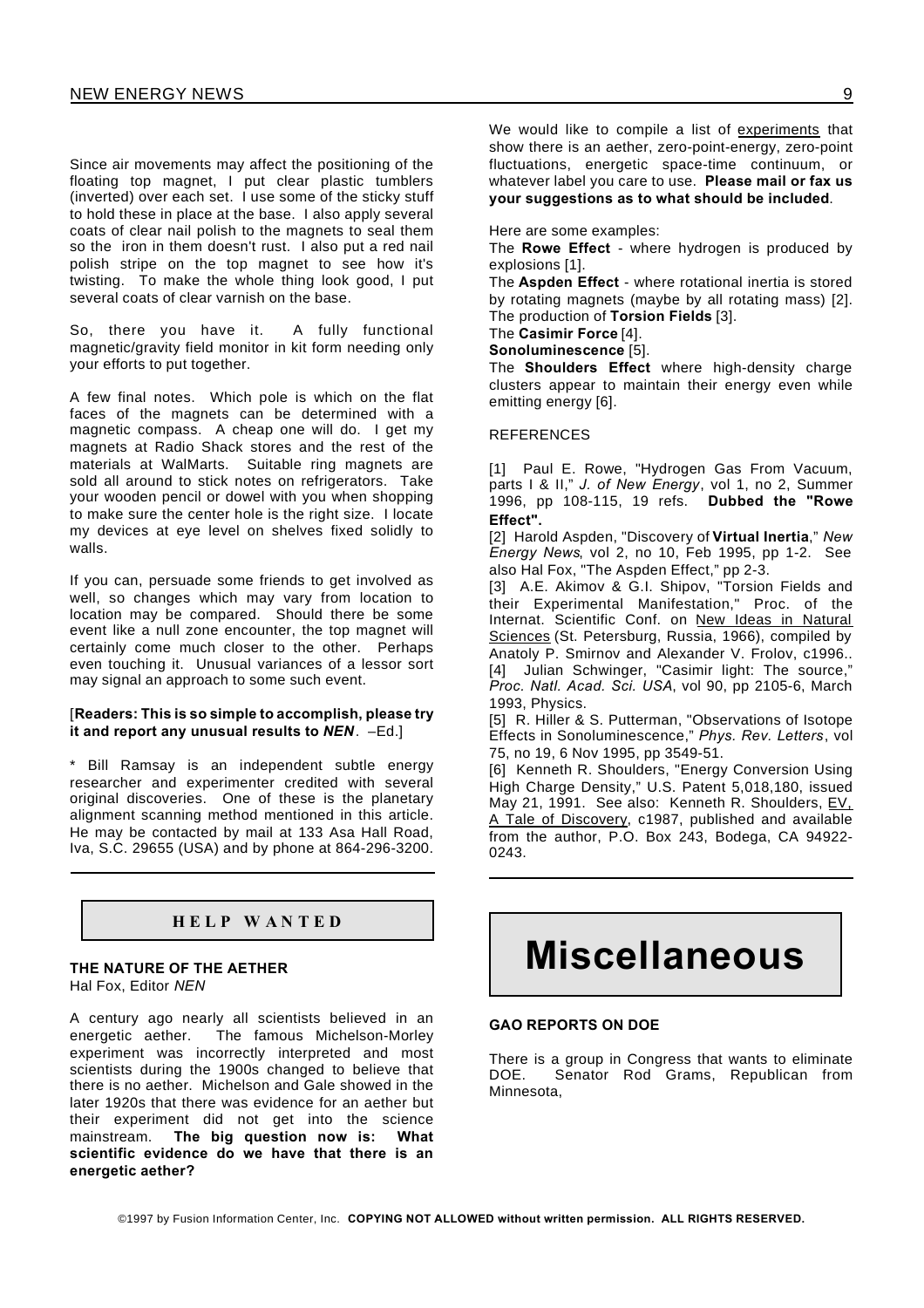Since air movements may affect the positioning of the floating top magnet, I put clear plastic tumblers (inverted) over each set. I use some of the sticky stuff to hold these in place at the base. I also apply several coats of clear nail polish to the magnets to seal them so the iron in them doesn't rust. I also put a red nail polish stripe on the top magnet to see how it's twisting. To make the whole thing look good, I put several coats of clear varnish on the base.

So, there you have it. A fully functional magnetic/gravity field monitor in kit form needing only your efforts to put together.

A few final notes. Which pole is which on the flat faces of the magnets can be determined with a magnetic compass. A cheap one will do. I get my magnets at Radio Shack stores and the rest of the materials at WalMarts. Suitable ring magnets are sold all around to stick notes on refrigerators. Take your wooden pencil or dowel with you when shopping to make sure the center hole is the right size. I locate my devices at eye level on shelves fixed solidly to walls.

If you can, persuade some friends to get involved as well, so changes which may vary from location to location may be compared. Should there be some event like a null zone encounter, the top magnet will certainly come much closer to the other. Perhaps even touching it. Unusual variances of a lessor sort may signal an approach to some such event.

[**Readers: This is so simple to accomplish, please try it and report any unusual results to *NEN*.** –Ed.]

* Bill Ramsay is an independent subtle energy researcher and experimenter credited with several original discoveries. One of these is the planetary alignment scanning method mentioned in this article. He may be contacted by mail at 133 Asa Hall Road, Iva, S.C. 29655 (USA) and by phone at 864-296-3200.

## HELP WANTED

### THE NATURE OF THE AETHER

Hal Fox, Editor *NEN*

A century ago nearly all scientists believed in an energetic aether. The famous Michelson-Morley experiment was incorrectly interpreted and most scientists during the 1900s changed to believe that there is no aether. Michelson and Gale showed in the later 1920s that there was evidence for an aether but their experiment did not get into the science mainstream. **The big question now is: What scientific evidence do we have that there is an energetic aether?**

We would like to compile a list of experiments that show there is an aether, zero-point-energy, zero-point fluctuations, energetic space-time continuum, or whatever label you care to use. **Please mail or fax us your suggestions as to what should be included**.

Here are some examples:

The **Rowe Effect** - where hydrogen is produced by explosions [1].

The **Aspden Effect** - where rotational inertia is stored by rotating magnets (maybe by all rotating mass) [2].

The production of **Torsion Fields** [3].

The **Casimir Force** [4].

**Sonoluminescence** [5].

The **Shoulders Effect** where high-density charge clusters appear to maintain their energy even while emitting energy [6].

REFERENCES

[1] Paul E. Rowe, "Hydrogen Gas From Vacuum, parts I & II," *J. of New Energy*, vol 1, no 2, Summer 1996, pp 108-115, 19 refs. **Dubbed the "Rowe Effect".**

[2] Harold Aspden, "Discovery of **Virtual Inertia**," *New Energy News*, vol 2, no 10, Feb 1995, pp 1-2. See also Hal Fox, "The Aspden Effect," pp 2-3.

[3] A.E. Akimov & G.I. Shipov, "Torsion Fields and their Experimental Manifestation," Proc. of the Internat. Scientific Conf. on New Ideas in Natural Sciences (St. Petersburg, Russia, 1966), compiled by Anatoly P. Smirnov and Alexander V. Frolov, c1996..

[4] Julian Schwinger, "Casimir light: The source," *Proc. Natl. Acad. Sci. USA*, vol 90, pp 2105-6, March 1993, Physics.

[5] R. Hiller & S. Putterman, "Observations of Isotope Effects in Sonoluminescence," *Phys. Rev. Letters*, vol 75, no 19, 6 Nov 1995, pp 3549-51.

[6] Kenneth R. Shoulders, "Energy Conversion Using High Charge Density," U.S. Patent 5,018,180, issued May 21, 1991. See also: Kenneth R. Shoulders, EV, A Tale of Discovery, c1987, published and available from the author, P.O. Box 243, Bodega, CA 94922-0243.

# Miscellaneous

### GAO REPORTS ON DOE

There is a group in Congress that wants to eliminate DOE. Senator Rod Grams, Republican from Minnesota,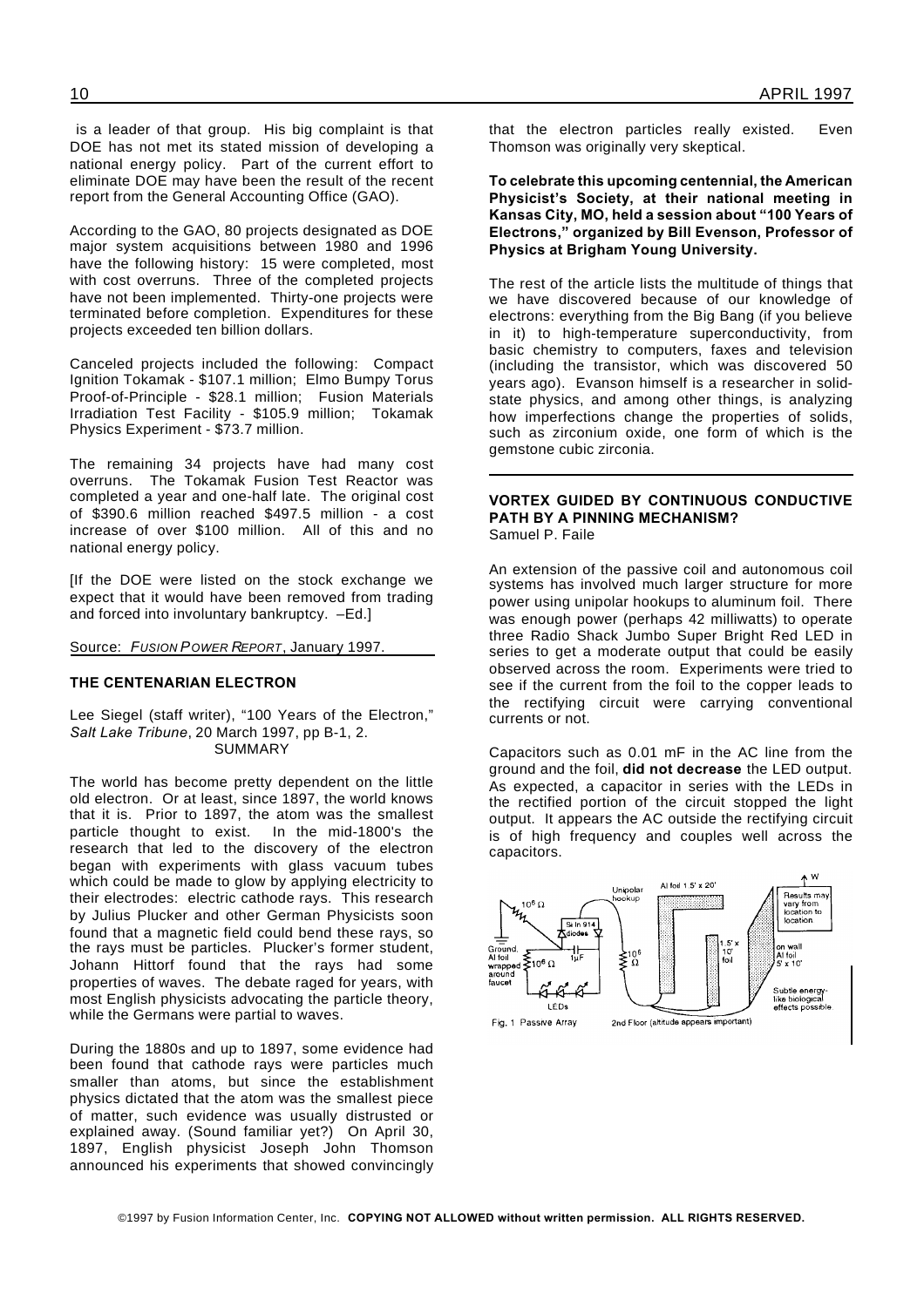is a leader of that group. His big complaint is that DOE has not met its stated mission of developing a national energy policy. Part of the current effort to eliminate DOE may have been the result of the recent report from the General Accounting Office (GAO).

According to the GAO, 80 projects designated as DOE major system acquisitions between 1980 and 1996 have the following history: 15 were completed, most with cost overruns. Three of the completed projects have not been implemented. Thirty-one projects were terminated before completion. Expenditures for these projects exceeded ten billion dollars.

Canceled projects included the following: Compact Ignition Tokamak - $107.1 million; Elmo Bumpy Torus Proof-of-Principle - $28.1 million; Fusion Materials Irradiation Test Facility - $105.9 million; Tokamak Physics Experiment - $73.7 million.

The remaining 34 projects have had many cost overruns. The Tokamak Fusion Test Reactor was completed a year and one-half late. The original cost of $390.6 million reached $497.5 million - a cost increase of over $100 million. All of this and no national energy policy.

[If the DOE were listed on the stock exchange we expect that it would have been removed from trading and forced into involuntary bankruptcy. –Ed.]

Source: *FUSION POWER REPORT*, January 1997.

### THE CENTENARIAN ELECTRON

Lee Siegel (staff writer), "100 Years of the Electron," *Salt Lake Tribune*, 20 March 1997, pp B-1, 2.

SUMMARY

The world has become pretty dependent on the little old electron. Or at least, since 1897, the world knows that it is. Prior to 1897, the atom was the smallest particle thought to exist. In the mid-1800's the research that led to the discovery of the electron began with experiments with glass vacuum tubes which could be made to glow by applying electricity to their electrodes: electric cathode rays. This research by Julius Plucker and other German Physicists soon found that a magnetic field could bend these rays, so the rays must be particles. Plucker's former student, Johann Hittorf found that the rays had some properties of waves. The debate raged for years, with most English physicists advocating the particle theory, while the Germans were partial to waves.

During the 1880s and up to 1897, some evidence had been found that cathode rays were particles much smaller than atoms, but since the establishment physics dictated that the atom was the smallest piece of matter, such evidence was usually distrusted or explained away. (Sound familiar yet?) On April 30, 1897, English physicist Joseph John Thomson announced his experiments that showed convincingly that the electron particles really existed. Even Thomson was originally very skeptical.

**To celebrate this upcoming centennial, the American Physicist's Society, at their national meeting in Kansas City, MO, held a session about "100 Years of Electrons," organized by Bill Evenson, Professor of Physics at Brigham Young University.**

The rest of the article lists the multitude of things that we have discovered because of our knowledge of electrons: everything from the Big Bang (if you believe in it) to high-temperature superconductivity, from basic chemistry to computers, faxes and television (including the transistor, which was discovered 50 years ago). Evanson himself is a researcher in solid-state physics, and among other things, is analyzing how imperfections change the properties of solids, such as zirconium oxide, one form of which is the gemstone cubic zirconia.

### VORTEX GUIDED BY CONTINUOUS CONDUCTIVE PATH BY A PINNING MECHANISM?

Samuel P. Faile

An extension of the passive coil and autonomous coil systems has involved much larger structure for more power using unipolar hookups to aluminum foil. There was enough power (perhaps 42 milliwatts) to operate three Radio Shack Jumbo Super Bright Red LED in series to get a moderate output that could be easily observed across the room. Experiments were tried to see if the current from the foil to the copper leads to the rectifying circuit were carrying conventional currents or not.

Capacitors such as 0.01 mF in the AC line from the ground and the foil, **did not decrease** the LED output. As expected, a capacitor in series with the LEDs in the rectified portion of the circuit stopped the light output. It appears the AC outside the rectifying circuit is of high frequency and couples well across the capacitors.

Ground, Al foil wrapped around faucet; $10^6\ \Omega$; $10^6\ \Omega$; 5x In 914 diodes; 1µF; LEDs; Unipolar hookup; $10^6\ \Omega$; Al foil 1.5' x 20'; 1.5' x 10' foil; on wall Al foil 5' x 10'; W; Results may vary from location to location; Subtle energy-like biological effects possible.

Fig. 1 Passive Array — 2nd Floor (altitude appears important)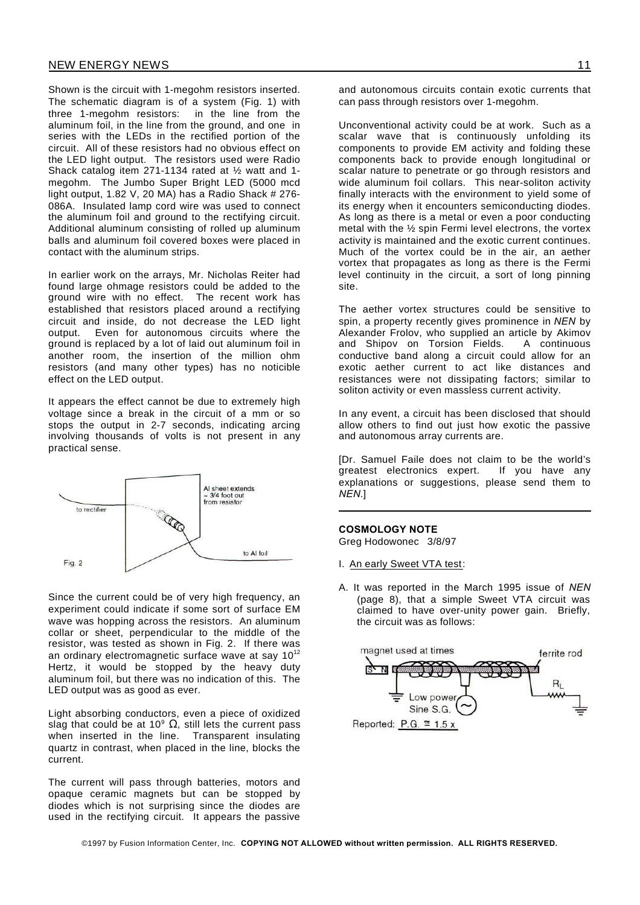Shown is the circuit with 1-megohm resistors inserted. The schematic diagram is of a system (Fig. 1) with three 1-megohm resistors: in the line from the aluminum foil, in the line from the ground, and one in series with the LEDs in the rectified portion of the circuit. All of these resistors had no obvious effect on the LED light output. The resistors used were Radio Shack catalog item 271-1134 rated at ½ watt and 1-megohm. The Jumbo Super Bright LED (5000 mcd light output, 1.82 V, 20 MA) has a Radio Shack # 276-086A. Insulated lamp cord wire was used to connect the aluminum foil and ground to the rectifying circuit. Additional aluminum consisting of rolled up aluminum balls and aluminum foil covered boxes were placed in contact with the aluminum strips.

In earlier work on the arrays, Mr. Nicholas Reiter had found large ohmage resistors could be added to the ground wire with no effect. The recent work has established that resistors placed around a rectifying circuit and inside, do not decrease the LED light output. Even for autonomous circuits where the ground is replaced by a lot of laid out aluminum foil in another room, the insertion of the million ohm resistors (and many other types) has no noticible effect on the LED output.

It appears the effect cannot be due to extremely high voltage since a break in the circuit of a mm or so stops the output in 2-7 seconds, indicating arcing involving thousands of volts is not present in any practical sense.

to rectifier — Al sheet extends ~ 3/4 foot out from resistor — to Al foil

Fig. 2

Since the current could be of very high frequency, an experiment could indicate if some sort of surface EM wave was hopping across the resistors. An aluminum collar or sheet, perpendicular to the middle of the resistor, was tested as shown in Fig. 2. If there was an ordinary electromagnetic surface wave at say $10^{12}$ Hertz, it would be stopped by the heavy duty aluminum foil, but there was no indication of this. The LED output was as good as ever.

Light absorbing conductors, even a piece of oxidized slag that could be at $10^{9}\ \Omega$, still lets the current pass when inserted in the line. Transparent insulating quartz in contrast, when placed in the line, blocks the current.

The current will pass through batteries, motors and opaque ceramic magnets but can be stopped by diodes which is not surprising since the diodes are used in the rectifying circuit. It appears the passive and autonomous circuits contain exotic currents that can pass through resistors over 1-megohm.

Unconventional activity could be at work. Such as a scalar wave that is continuously unfolding its components to provide EM activity and folding these components back to provide enough longitudinal or scalar nature to penetrate or go through resistors and wide aluminum foil collars. This near-soliton activity finally interacts with the environment to yield some of its energy when it encounters semiconducting diodes. As long as there is a metal or even a poor conducting metal with the ½ spin Fermi level electrons, the vortex activity is maintained and the exotic current continues. Much of the vortex could be in the air, an aether vortex that propagates as long as there is the Fermi level continuity in the circuit, a sort of long pinning site.

The aether vortex structures could be sensitive to spin, a property recently gives prominence in *NEN* by Alexander Frolov, who supplied an article by Akimov and Shipov on Torsion Fields. A continuous conductive band along a circuit could allow for an exotic aether current to act like distances and resistances were not dissipating factors; similar to soliton activity or even massless current activity.

In any event, a circuit has been disclosed that should allow others to find out just how exotic the passive and autonomous array currents are.

[Dr. Samuel Faile does not claim to be the world's greatest electronics expert. If you have any explanations or suggestions, please send them to *NEN*.]

---

**COSMOLOGY NOTE**
Greg Hodowonec 3/8/97

I. An early Sweet VTA test:

A. It was reported in the March 1995 issue of *NEN* (page 8), that a simple Sweet VTA circuit was claimed to have over-unity power gain. Briefly, the circuit was as follows:

magnet used at times — S N — ferrite rod — Low power Sine S.G. — $R_L$

Reported: P.G. ≅ 1.5 x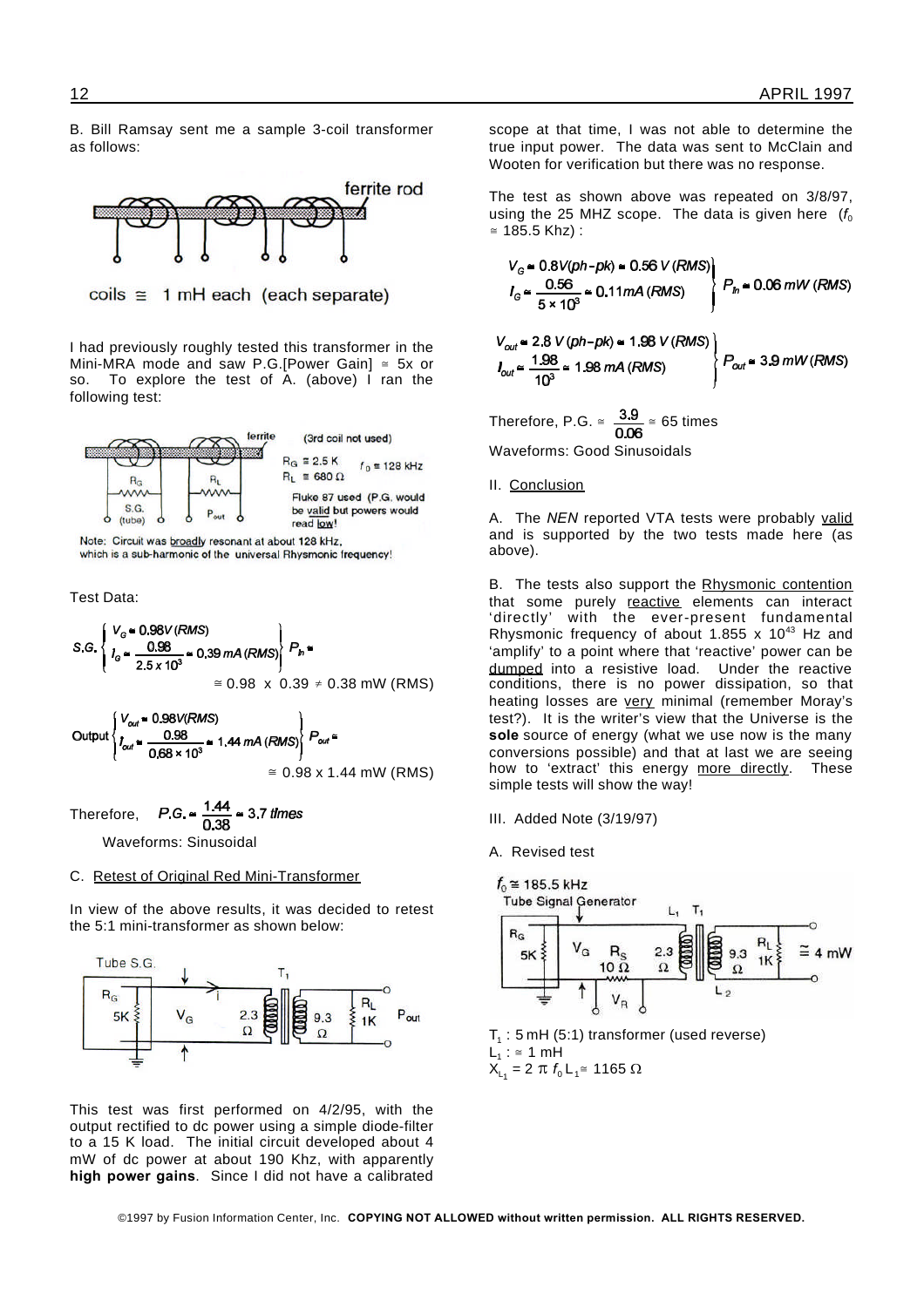B. Bill Ramsay sent me a sample 3-coil transformer as follows:

ferrite rod

coils ≅ 1 mH each (each separate)

I had previously roughly tested this transformer in the Mini-MRA mode and saw P.G.[Power Gain] ≅ 5x or so. To explore the test of A. (above) I ran the following test:

(3rd coil not used)
$R_G \cong 2.5$ K $\quad f_0 \cong 128$ kHz
$R_L \cong 680\ \Omega$
Fluke 87 used (P.G. would be valid but powers would read low!

Note: Circuit was broadly resonant at about 128 kHz, which is a sub-harmonic of the universal Rhysmonic frequency!

Test Data:

$$S.G. \begin{cases} V_G \cong 0.98V\,(RMS) \\ I_G \cong \dfrac{0.98}{2.5 \times 10^3} \cong 0.39\,mA\,(RMS) \end{cases} P_{in} \cong 0.98 \times 0.39 \neq 0.38 \text{ mW (RMS)}$$

$$\text{Output} \begin{cases} V_{out} \cong 0.98V(RMS) \\ I_{out} \cong \dfrac{0.98}{0.68 \times 10^3} \cong 1.44\,mA\,(RMS) \end{cases} P_{out} \cong 0.98 \times 1.44 \text{ mW (RMS)}$$

Therefore, $P.G. \cong \dfrac{1.44}{0.38} \cong 3.7$ *times*

Waveforms: Sinusoidal

C. Retest of Original Red Mini-Transformer

In view of the above results, it was decided to retest the 5:1 mini-transformer as shown below:

This test was first performed on 4/2/95, with the output rectified to dc power using a simple diode-filter to a 15 K load. The initial circuit developed about 4 mW of dc power at about 190 Khz, with apparently **high power gains**. Since I did not have a calibrated scope at that time, I was not able to determine the true input power. The data was sent to McClain and Wooten for verification but there was no response.

The test as shown above was repeated on 3/8/97, using the 25 MHZ scope. The data is given here ($f_0 \cong 185.5$ Khz) :

$$\begin{rcases} V_G \cong 0.8V(ph\text{-}pk) \cong 0.56\,V\,(RMS) \\ I_G \cong \dfrac{0.56}{5 \times 10^3} \cong 0.11mA\,(RMS) \end{rcases} P_{in} \cong 0.06\,mW\,(RMS)$$

$$\begin{rcases} V_{out} \cong 2.8\,V\,(ph\text{-}pk) \cong 1.98\,V\,(RMS) \\ I_{out} \cong \dfrac{1.98}{10^3} \cong 1.98\,mA\,(RMS) \end{rcases} P_{out} \cong 3.9\,mW\,(RMS)$$

Therefore, P.G. $\cong \dfrac{3.9}{0.06} \cong 65$ times

Waveforms: Good Sinusoidals

II. Conclusion

A. The *NEN* reported VTA tests were probably valid and is supported by the two tests made here (as above).

B. The tests also support the Rhysmonic contention that some purely reactive elements can interact 'directly' with the ever-present fundamental Rhysmonic frequency of about $1.855 \times 10^{43}$ Hz and 'amplify' to a point where that 'reactive' power can be dumped into a resistive load. Under the reactive conditions, there is no power dissipation, so that heating losses are very minimal (remember Moray's test?). It is the writer's view that the Universe is the **sole** source of energy (what we use now is the many conversions possible) and that at last we are seeing how to 'extract' this energy more directly. These simple tests will show the way!

III. Added Note (3/19/97)

A. Revised test

$f_0 \cong 185.5$ kHz

$T_1$ : 5 mH (5:1) transformer (used reverse)
$L_1$ : ≅ 1 mH
$X_{L_1} = 2\,\pi\,f_0\,L_1 \cong 1165\ \Omega$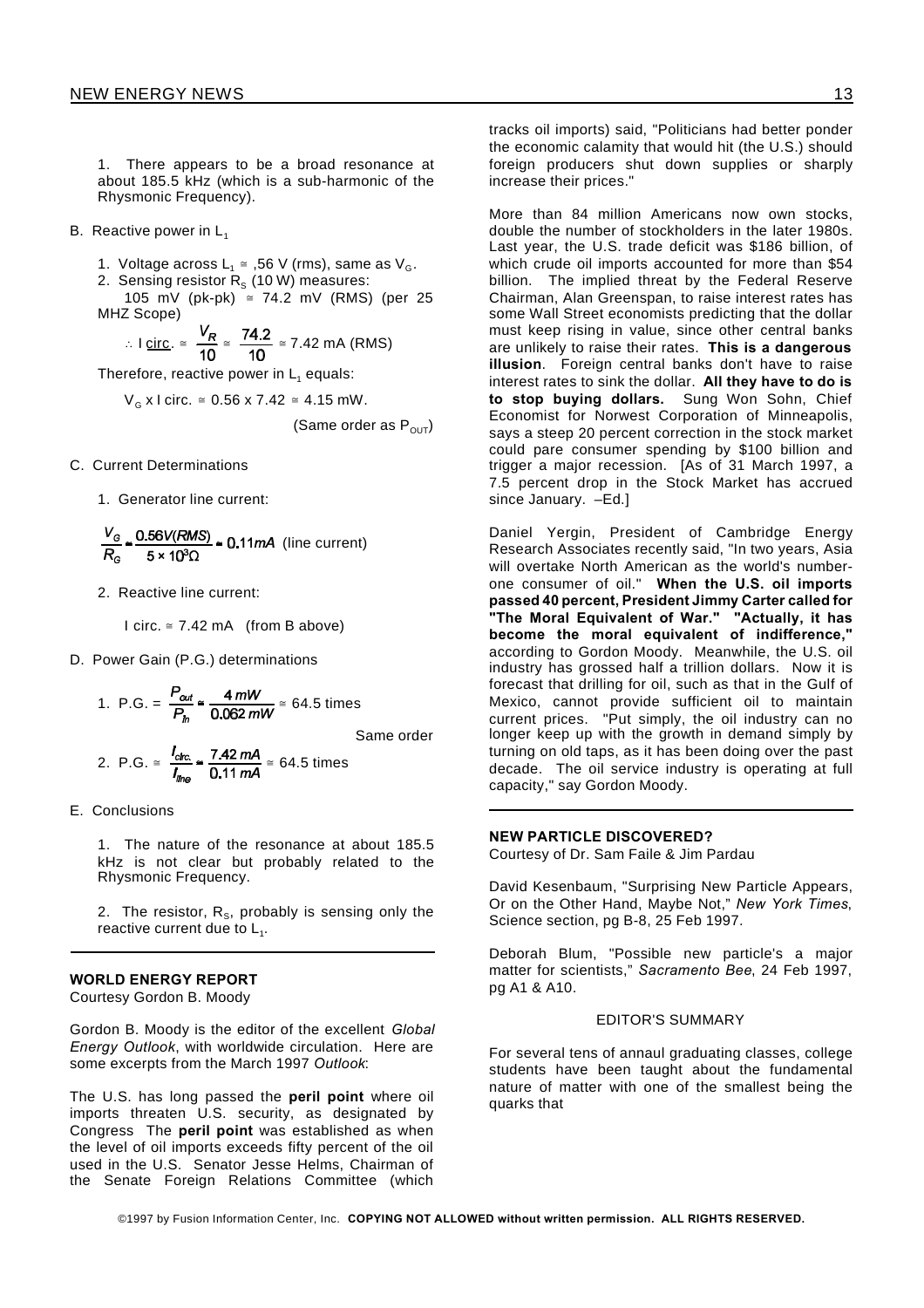1. There appears to be a broad resonance at about 185.5 kHz (which is a sub-harmonic of the Rhysmonic Frequency).

B. Reactive power in $L_1$

1. Voltage across $L_1 \cong$ ,56 V (rms), same as $V_G$.
2. Sensing resistor $R_S$ (10 W) measures:
   105 mV (pk-pk) $\cong$ 74.2 mV (RMS) (per 25 MHZ Scope)

$$\therefore \underline{\text{I circ}}. \cong \frac{V_R}{10} \cong \frac{74.2}{10} \cong 7.42 \text{ mA (RMS)}$$

Therefore, reactive power in $L_1$ equals:

$V_G$ x I circ. $\cong$ 0.56 x 7.42 $\cong$ 4.15 mW.

(Same order as $P_{OUT}$)

C. Current Determinations

1. Generator line current:

$$\frac{V_G}{R_G} \approx \frac{0.56V(RMS)}{5 \times 10^3 \Omega} \approx 0.11mA \text{ (line current)}$$

2. Reactive line current:

I circ. $\cong$ 7.42 mA (from B above)

D. Power Gain (P.G.) determinations

1. $\text{P.G.} = \dfrac{P_{out}}{P_{in}} \approx \dfrac{4\,mW}{0.062\,mW} \cong 64.5$ times

Same order

2. $\text{P.G.} \cong \dfrac{I_{circ.}}{I_{line}} \approx \dfrac{7.42\,mA}{0.11\,mA} \cong 64.5$ times

E. Conclusions

1. The nature of the resonance at about 185.5 kHz is not clear but probably related to the Rhysmonic Frequency.

2. The resistor, $R_S$, probably is sensing only the reactive current due to $L_1$.

---

**WORLD ENERGY REPORT**
Courtesy Gordon B. Moody

Gordon B. Moody is the editor of the excellent *Global Energy Outlook*, with worldwide circulation. Here are some excerpts from the March 1997 *Outlook*:

The U.S. has long passed the **peril point** where oil imports threaten U.S. security, as designated by Congress The **peril point** was established as when the level of oil imports exceeds fifty percent of the oil used in the U.S. Senator Jesse Helms, Chairman of the Senate Foreign Relations Committee (which tracks oil imports) said, "Politicians had better ponder the economic calamity that would hit (the U.S.) should foreign producers shut down supplies or sharply increase their prices."

More than 84 million Americans now own stocks, double the number of stockholders in the later 1980s. Last year, the U.S. trade deficit was $186 billion, of which crude oil imports accounted for more than $54 billion. The implied threat by the Federal Reserve Chairman, Alan Greenspan, to raise interest rates has some Wall Street economists predicting that the dollar must keep rising in value, since other central banks are unlikely to raise their rates. **This is a dangerous illusion**. Foreign central banks don't have to raise interest rates to sink the dollar. **All they have to do is to stop buying dollars.** Sung Won Sohn, Chief Economist for Norwest Corporation of Minneapolis, says a steep 20 percent correction in the stock market could pare consumer spending by $100 billion and trigger a major recession. [As of 31 March 1997, a 7.5 percent drop in the Stock Market has accrued since January. –Ed.]

Daniel Yergin, President of Cambridge Energy Research Associates recently said, "In two years, Asia will overtake North American as the world's number-one consumer of oil." **When the U.S. oil imports passed 40 percent, President Jimmy Carter called for "The Moral Equivalent of War." "Actually, it has become the moral equivalent of indifference,"** according to Gordon Moody. Meanwhile, the U.S. oil industry has grossed half a trillion dollars. Now it is forecast that drilling for oil, such as that in the Gulf of Mexico, cannot provide sufficient oil to maintain current prices. "Put simply, the oil industry can no longer keep up with the growth in demand simply by turning on old taps, as it has been doing over the past decade. The oil service industry is operating at full capacity," say Gordon Moody.

---

**NEW PARTICLE DISCOVERED?**
Courtesy of Dr. Sam Faile & Jim Pardau

David Kesenbaum, "Surprising New Particle Appears, Or on the Other Hand, Maybe Not," *New York Times*, Science section, pg B-8, 25 Feb 1997.

Deborah Blum, "Possible new particle's a major matter for scientists," *Sacramento Bee*, 24 Feb 1997, pg A1 & A10.

EDITOR'S SUMMARY

For several tens of annaul graduating classes, college students have been taught about the fundamental nature of matter with one of the smallest being the quarks that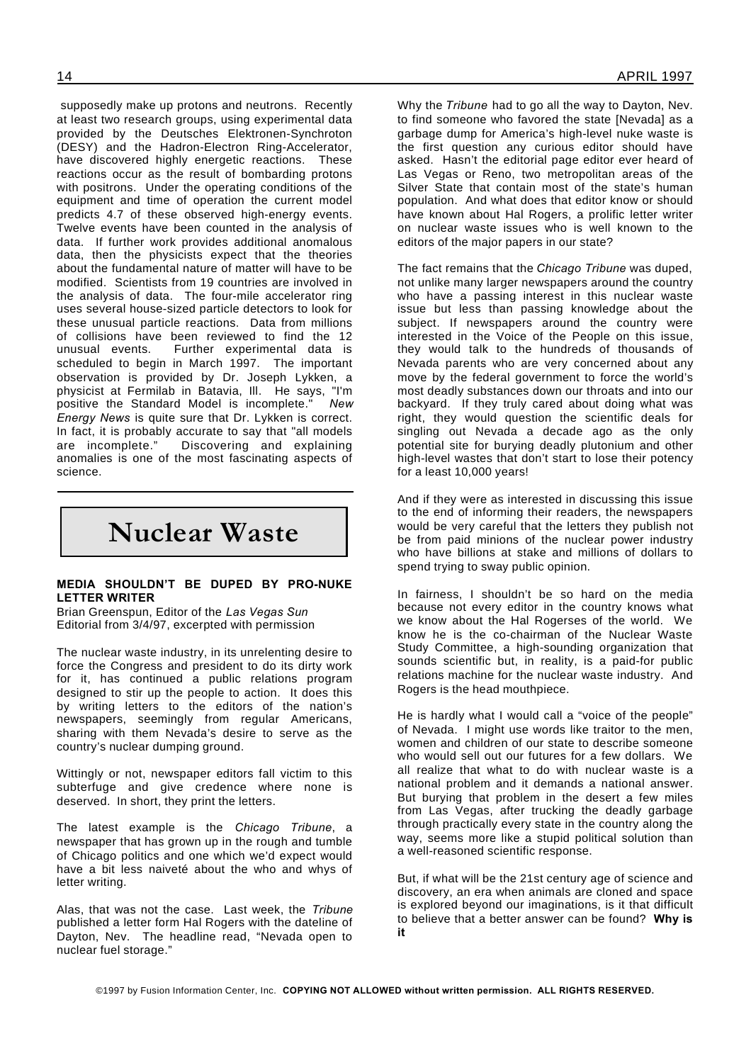supposedly make up protons and neutrons. Recently at least two research groups, using experimental data provided by the Deutsches Elektronen-Synchroton (DESY) and the Hadron-Electron Ring-Accelerator, have discovered highly energetic reactions. These reactions occur as the result of bombarding protons with positrons. Under the operating conditions of the equipment and time of operation the current model predicts 4.7 of these observed high-energy events. Twelve events have been counted in the analysis of data. If further work provides additional anomalous data, then the physicists expect that the theories about the fundamental nature of matter will have to be modified. Scientists from 19 countries are involved in the analysis of data. The four-mile accelerator ring uses several house-sized particle detectors to look for these unusual particle reactions. Data from millions of collisions have been reviewed to find the 12 unusual events. Further experimental data is scheduled to begin in March 1997. The important observation is provided by Dr. Joseph Lykken, a physicist at Fermilab in Batavia, Ill. He says, "I'm positive the Standard Model is incomplete." *New Energy News* is quite sure that Dr. Lykken is correct. In fact, it is probably accurate to say that "all models are incomplete." Discovering and explaining anomalies is one of the most fascinating aspects of science.

# Nuclear Waste

**MEDIA SHOULDN'T BE DUPED BY PRO-NUKE LETTER WRITER**

Brian Greenspun, Editor of the *Las Vegas Sun*
Editorial from 3/4/97, excerpted with permission

The nuclear waste industry, in its unrelenting desire to force the Congress and president to do its dirty work for it, has continued a public relations program designed to stir up the people to action. It does this by writing letters to the editors of the nation's newspapers, seemingly from regular Americans, sharing with them Nevada's desire to serve as the country's nuclear dumping ground.

Wittingly or not, newspaper editors fall victim to this subterfuge and give credence where none is deserved. In short, they print the letters.

The latest example is the *Chicago Tribune*, a newspaper that has grown up in the rough and tumble of Chicago politics and one which we'd expect would have a bit less naiveté about the who and whys of letter writing.

Alas, that was not the case. Last week, the *Tribune* published a letter form Hal Rogers with the dateline of Dayton, Nev. The headline read, "Nevada open to nuclear fuel storage."

Why the *Tribune* had to go all the way to Dayton, Nev. to find someone who favored the state [Nevada] as a garbage dump for America's high-level nuke waste is the first question any curious editor should have asked. Hasn't the editorial page editor ever heard of Las Vegas or Reno, two metropolitan areas of the Silver State that contain most of the state's human population. And what does that editor know or should have known about Hal Rogers, a prolific letter writer on nuclear waste issues who is well known to the editors of the major papers in our state?

The fact remains that the *Chicago Tribune* was duped, not unlike many larger newspapers around the country who have a passing interest in this nuclear waste issue but less than passing knowledge about the subject. If newspapers around the country were interested in the Voice of the People on this issue, they would talk to the hundreds of thousands of Nevada parents who are very concerned about any move by the federal government to force the world's most deadly substances down our throats and into our backyard. If they truly cared about doing what was right, they would question the scientific deals for singling out Nevada a decade ago as the only potential site for burying deadly plutonium and other high-level wastes that don't start to lose their potency for a least 10,000 years!

And if they were as interested in discussing this issue to the end of informing their readers, the newspapers would be very careful that the letters they publish not be from paid minions of the nuclear power industry who have billions at stake and millions of dollars to spend trying to sway public opinion.

In fairness, I shouldn't be so hard on the media because not every editor in the country knows what we know about the Hal Rogerses of the world. We know he is the co-chairman of the Nuclear Waste Study Committee, a high-sounding organization that sounds scientific but, in reality, is a paid-for public relations machine for the nuclear waste industry. And Rogers is the head mouthpiece.

He is hardly what I would call a "voice of the people" of Nevada. I might use words like traitor to the men, women and children of our state to describe someone who would sell out our futures for a few dollars. We all realize that what to do with nuclear waste is a national problem and it demands a national answer. But burying that problem in the desert a few miles from Las Vegas, after trucking the deadly garbage through practically every state in the country along the way, seems more like a stupid political solution than a well-reasoned scientific response.

But, if what will be the 21st century age of science and discovery, an era when animals are cloned and space is explored beyond our imaginations, is it that difficult to believe that a better answer can be found? **Why is it**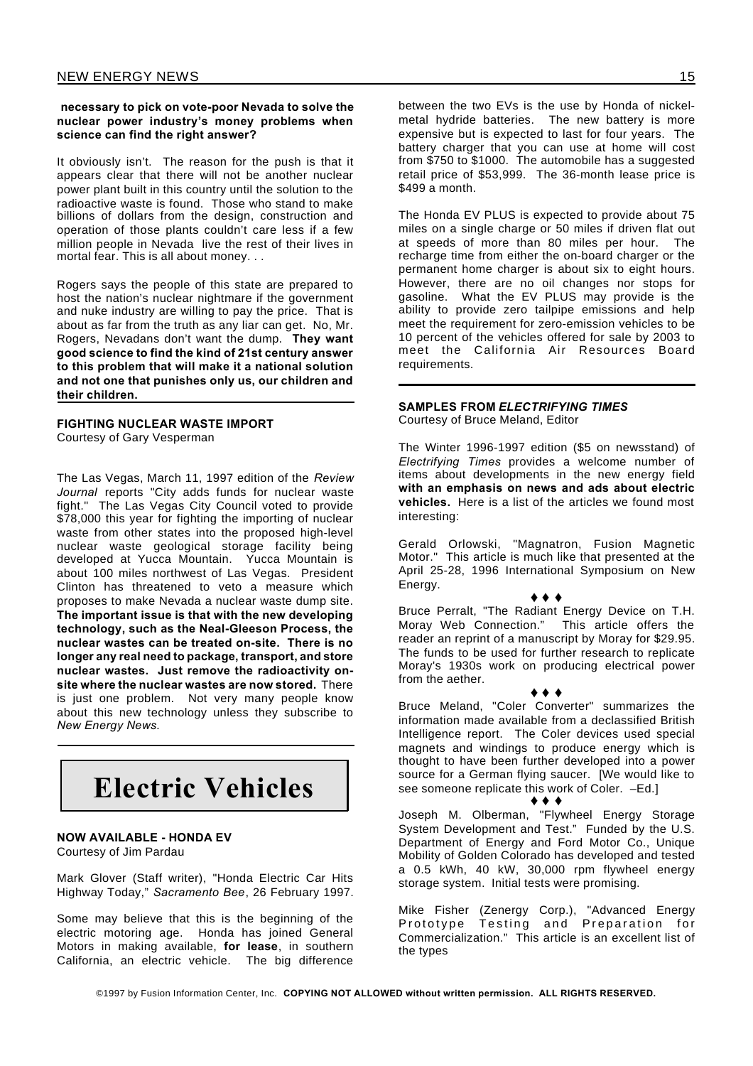**necessary to pick on vote-poor Nevada to solve the nuclear power industry's money problems when science can find the right answer?**

It obviously isn't. The reason for the push is that it appears clear that there will not be another nuclear power plant built in this country until the solution to the radioactive waste is found. Those who stand to make billions of dollars from the design, construction and operation of those plants couldn't care less if a few million people in Nevada live the rest of their lives in mortal fear. This is all about money. . .

Rogers says the people of this state are prepared to host the nation's nuclear nightmare if the government and nuke industry are willing to pay the price. That is about as far from the truth as any liar can get. No, Mr. Rogers, Nevadans don't want the dump. **They want good science to find the kind of 21st century answer to this problem that will make it a national solution and not one that punishes only us, our children and their children.**

### FIGHTING NUCLEAR WASTE IMPORT

Courtesy of Gary Vesperman

The Las Vegas, March 11, 1997 edition of the *Review Journal* reports "City adds funds for nuclear waste fight." The Las Vegas City Council voted to provide $78,000 this year for fighting the importing of nuclear waste from other states into the proposed high-level nuclear waste geological storage facility being developed at Yucca Mountain. Yucca Mountain is about 100 miles northwest of Las Vegas. President Clinton has threatened to veto a measure which proposes to make Nevada a nuclear waste dump site. **The important issue is that with the new developing technology, such as the Neal-Gleeson Process, the nuclear wastes can be treated on-site. There is no longer any real need to package, transport, and store nuclear wastes. Just remove the radioactivity on-site where the nuclear wastes are now stored.** There is just one problem. Not very many people know about this new technology unless they subscribe to *New Energy News.*

# Electric Vehicles

### NOW AVAILABLE - HONDA EV

Courtesy of Jim Pardau

Mark Glover (Staff writer), "Honda Electric Car Hits Highway Today," *Sacramento Bee*, 26 February 1997.

Some may believe that this is the beginning of the electric motoring age. Honda has joined General Motors in making available, **for lease**, in southern California, an electric vehicle. The big difference between the two EVs is the use by Honda of nickel-metal hydride batteries. The new battery is more expensive but is expected to last for four years. The battery charger that you can use at home will cost from $750 to $1000. The automobile has a suggested retail price of $53,999. The 36-month lease price is $499 a month.

The Honda EV PLUS is expected to provide about 75 miles on a single charge or 50 miles if driven flat out at speeds of more than 80 miles per hour. The recharge time from either the on-board charger or the permanent home charger is about six to eight hours. However, there are no oil changes nor stops for gasoline. What the EV PLUS may provide is the ability to provide zero tailpipe emissions and help meet the requirement for zero-emission vehicles to be 10 percent of the vehicles offered for sale by 2003 to meet the California Air Resources Board requirements.

### SAMPLES FROM *ELECTRIFYING TIMES*

Courtesy of Bruce Meland, Editor

The Winter 1996-1997 edition ($5 on newsstand) of *Electrifying Times* provides a welcome number of items about developments in the new energy field **with an emphasis on news and ads about electric vehicles.** Here is a list of the articles we found most interesting:

Gerald Orlowski, "Magnatron, Fusion Magnetic Motor." This article is much like that presented at the April 25-28, 1996 International Symposium on New Energy.

♦ ♦ ♦

Bruce Perralt, "The Radiant Energy Device on T.H. Moray Web Connection." This article offers the reader an reprint of a manuscript by Moray for $29.95. The funds to be used for further research to replicate Moray's 1930s work on producing electrical power from the aether.

♦ ♦ ♦

Bruce Meland, "Coler Converter" summarizes the information made available from a declassified British Intelligence report. The Coler devices used special magnets and windings to produce energy which is thought to have been further developed into a power source for a German flying saucer. [We would like to see someone replicate this work of Coler. –Ed.]

♦ ♦ ♦

Joseph M. Olberman, "Flywheel Energy Storage System Development and Test." Funded by the U.S. Department of Energy and Ford Motor Co., Unique Mobility of Golden Colorado has developed and tested a 0.5 kWh, 40 kW, 30,000 rpm flywheel energy storage system. Initial tests were promising.

Mike Fisher (Zenergy Corp.), "Advanced Energy Prototype Testing and Preparation for Commercialization." This article is an excellent list of the types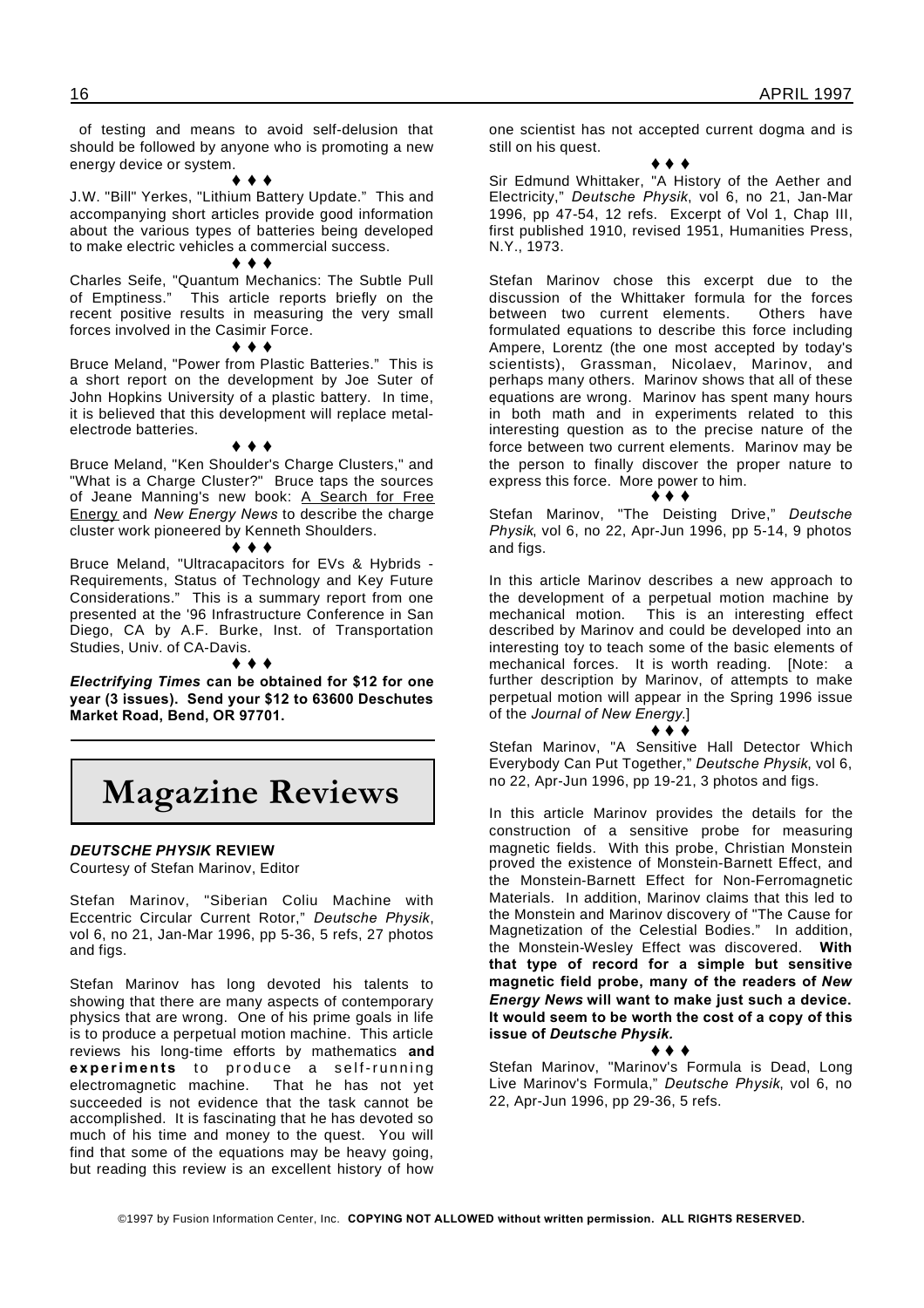of testing and means to avoid self-delusion that should be followed by anyone who is promoting a new energy device or system.

♦ ♦ ♦

J.W. "Bill" Yerkes, "Lithium Battery Update." This and accompanying short articles provide good information about the various types of batteries being developed to make electric vehicles a commercial success.

♦ ♦ ♦

Charles Seife, "Quantum Mechanics: The Subtle Pull of Emptiness." This article reports briefly on the recent positive results in measuring the very small forces involved in the Casimir Force.

♦ ♦ ♦

Bruce Meland, "Power from Plastic Batteries." This is a short report on the development by Joe Suter of John Hopkins University of a plastic battery. In time, it is believed that this development will replace metal-electrode batteries.

♦ ♦ ♦

Bruce Meland, "Ken Shoulder's Charge Clusters," and "What is a Charge Cluster?" Bruce taps the sources of Jeane Manning's new book: A Search for Free Energy and *New Energy News* to describe the charge cluster work pioneered by Kenneth Shoulders.

♦ ♦ ♦

Bruce Meland, "Ultracapacitors for EVs & Hybrids - Requirements, Status of Technology and Key Future Considerations." This is a summary report from one presented at the '96 Infrastructure Conference in San Diego, CA by A.F. Burke, Inst. of Transportation Studies, Univ. of CA-Davis.

♦ ♦ ♦

***Electrifying Times* can be obtained for $12 for one year (3 issues). Send your $12 to 63600 Deschutes Market Road, Bend, OR 97701.**

# Magazine Reviews

***DEUTSCHE PHYSIK* REVIEW**

Courtesy of Stefan Marinov, Editor

Stefan Marinov, "Siberian Coliu Machine with Eccentric Circular Current Rotor," *Deutsche Physik*, vol 6, no 21, Jan-Mar 1996, pp 5-36, 5 refs, 27 photos and figs.

Stefan Marinov has long devoted his talents to showing that there are many aspects of contemporary physics that are wrong. One of his prime goals in life is to produce a perpetual motion machine. This article reviews his long-time efforts by mathematics **and experiments** to produce a self-running electromagnetic machine. That he has not yet succeeded is not evidence that the task cannot be accomplished. It is fascinating that he has devoted so much of his time and money to the quest. You will find that some of the equations may be heavy going, but reading this review is an excellent history of how one scientist has not accepted current dogma and is still on his quest.

♦ ♦ ♦

Sir Edmund Whittaker, "A History of the Aether and Electricity," *Deutsche Physik*, vol 6, no 21, Jan-Mar 1996, pp 47-54, 12 refs. Excerpt of Vol 1, Chap III, first published 1910, revised 1951, Humanities Press, N.Y., 1973.

Stefan Marinov chose this excerpt due to the discussion of the Whittaker formula for the forces between two current elements. Others have formulated equations to describe this force including Ampere, Lorentz (the one most accepted by today's scientists), Grassman, Nicolaev, Marinov, and perhaps many others. Marinov shows that all of these equations are wrong. Marinov has spent many hours in both math and in experiments related to this interesting question as to the precise nature of the force between two current elements. Marinov may be the person to finally discover the proper nature to express this force. More power to him.

♦ ♦ ♦

Stefan Marinov, "The Deisting Drive," *Deutsche Physik*, vol 6, no 22, Apr-Jun 1996, pp 5-14, 9 photos and figs.

In this article Marinov describes a new approach to the development of a perpetual motion machine by mechanical motion. This is an interesting effect described by Marinov and could be developed into an interesting toy to teach some of the basic elements of mechanical forces. It is worth reading. [Note: a further description by Marinov, of attempts to make perpetual motion will appear in the Spring 1996 issue of the *Journal of New Energy*.]

♦ ♦ ♦

Stefan Marinov, "A Sensitive Hall Detector Which Everybody Can Put Together," *Deutsche Physik*, vol 6, no 22, Apr-Jun 1996, pp 19-21, 3 photos and figs.

In this article Marinov provides the details for the construction of a sensitive probe for measuring magnetic fields. With this probe, Christian Monstein proved the existence of Monstein-Barnett Effect, and the Monstein-Barnett Effect for Non-Ferromagnetic Materials. In addition, Marinov claims that this led to the Monstein and Marinov discovery of "The Cause for Magnetization of the Celestial Bodies." In addition, the Monstein-Wesley Effect was discovered. **With that type of record for a simple but sensitive magnetic field probe, many of the readers of *New Energy News* will want to make just such a device. It would seem to be worth the cost of a copy of this issue of *Deutsche Physik.***

♦ ♦ ♦

Stefan Marinov, "Marinov's Formula is Dead, Long Live Marinov's Formula," *Deutsche Physik*, vol 6, no 22, Apr-Jun 1996, pp 29-36, 5 refs.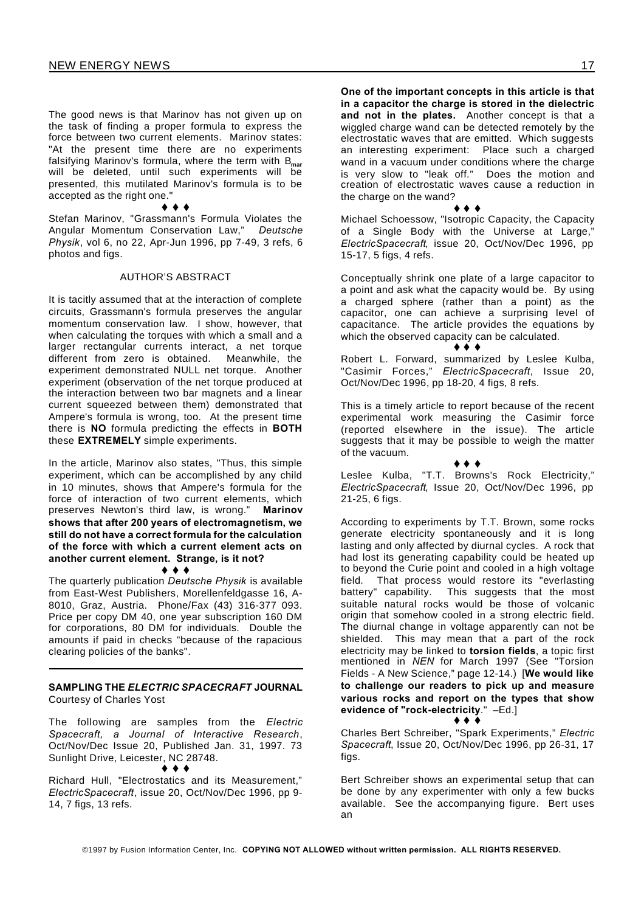The good news is that Marinov has not given up on the task of finding a proper formula to express the force between two current elements. Marinov states: "At the present time there are no experiments falsifying Marinov's formula, where the term with $B_{mar}$ will be deleted, until such experiments will be presented, this mutilated Marinov's formula is to be accepted as the right one."

♦ ♦ ♦

Stefan Marinov, "Grassmann's Formula Violates the Angular Momentum Conservation Law," *Deutsche Physik*, vol 6, no 22, Apr-Jun 1996, pp 7-49, 3 refs, 6 photos and figs.

AUTHOR'S ABSTRACT

It is tacitly assumed that at the interaction of complete circuits, Grassmann's formula preserves the angular momentum conservation law. I show, however, that when calculating the torques with which a small and a larger rectangular currents interact, a net torque different from zero is obtained. Meanwhile, the experiment demonstrated NULL net torque. Another experiment (observation of the net torque produced at the interaction between two bar magnets and a linear current squeezed between them) demonstrated that Ampere's formula is wrong, too. At the present time there is **NO** formula predicting the effects in **BOTH** these **EXTREMELY** simple experiments.

In the article, Marinov also states, "Thus, this simple experiment, which can be accomplished by any child in 10 minutes, shows that Ampere's formula for the force of interaction of two current elements, which preserves Newton's third law, is wrong." **Marinov shows that after 200 years of electromagnetism, we still do not have a correct formula for the calculation of the force with which a current element acts on another current element. Strange, is it not?**

♦ ♦ ♦

The quarterly publication *Deutsche Physik* is available from East-West Publishers, Morellenfeldgasse 16, A-8010, Graz, Austria. Phone/Fax (43) 316-377 093. Price per copy DM 40, one year subscription 160 DM for corporations, 80 DM for individuals. Double the amounts if paid in checks "because of the rapacious clearing policies of the banks".

---

## SAMPLING THE *ELECTRIC SPACECRAFT* JOURNAL

Courtesy of Charles Yost

The following are samples from the *Electric Spacecraft, a Journal of Interactive Research*, Oct/Nov/Dec Issue 20, Published Jan. 31, 1997. 73 Sunlight Drive, Leicester, NC 28748.

♦ ♦ ♦

Richard Hull, "Electrostatics and its Measurement," *ElectricSpacecraft*, issue 20, Oct/Nov/Dec 1996, pp 9-14, 7 figs, 13 refs.

**One of the important concepts in this article is that in a capacitor the charge is stored in the dielectric and not in the plates.** Another concept is that a wiggled charge wand can be detected remotely by the electrostatic waves that are emitted. Which suggests an interesting experiment: Place such a charged wand in a vacuum under conditions where the charge is very slow to "leak off." Does the motion and creation of electrostatic waves cause a reduction in the charge on the wand?

♦ ♦ ♦

Michael Schoessow, "Isotropic Capacity, the Capacity of a Single Body with the Universe at Large," *ElectricSpacecraft*, issue 20, Oct/Nov/Dec 1996, pp 15-17, 5 figs, 4 refs.

Conceptually shrink one plate of a large capacitor to a point and ask what the capacity would be. By using a charged sphere (rather than a point) as the capacitor, one can achieve a surprising level of capacitance. The article provides the equations by which the observed capacity can be calculated.

♦ ♦ ♦

Robert L. Forward, summarized by Leslee Kulba, "Casimir Forces," *ElectricSpacecraft*, Issue 20, Oct/Nov/Dec 1996, pp 18-20, 4 figs, 8 refs.

This is a timely article to report because of the recent experimental work measuring the Casimir force (reported elsewhere in the issue). The article suggests that it may be possible to weigh the matter of the vacuum.

♦ ♦ ♦

Leslee Kulba, "T.T. Browns's Rock Electricity," *ElectricSpacecraft*, Issue 20, Oct/Nov/Dec 1996, pp 21-25, 6 figs.

According to experiments by T.T. Brown, some rocks generate electricity spontaneously and it is long lasting and only affected by diurnal cycles. A rock that had lost its generating capability could be heated up to beyond the Curie point and cooled in a high voltage field. That process would restore its "everlasting battery" capability. This suggests that the most suitable natural rocks would be those of volcanic origin that somehow cooled in a strong electric field. The diurnal change in voltage apparently can not be shielded. This may mean that a part of the rock electricity may be linked to **torsion fields**, a topic first mentioned in *NEN* for March 1997 (See "Torsion Fields - A New Science," page 12-14.) [**We would like to challenge our readers to pick up and measure various rocks and report on the types that show evidence of "rock-electricity**." –Ed.]

♦ ♦ ♦

Charles Bert Schreiber, "Spark Experiments," *Electric Spacecraft*, Issue 20, Oct/Nov/Dec 1996, pp 26-31, 17 figs.

Bert Schreiber shows an experimental setup that can be done by any experimenter with only a few bucks available. See the accompanying figure. Bert uses an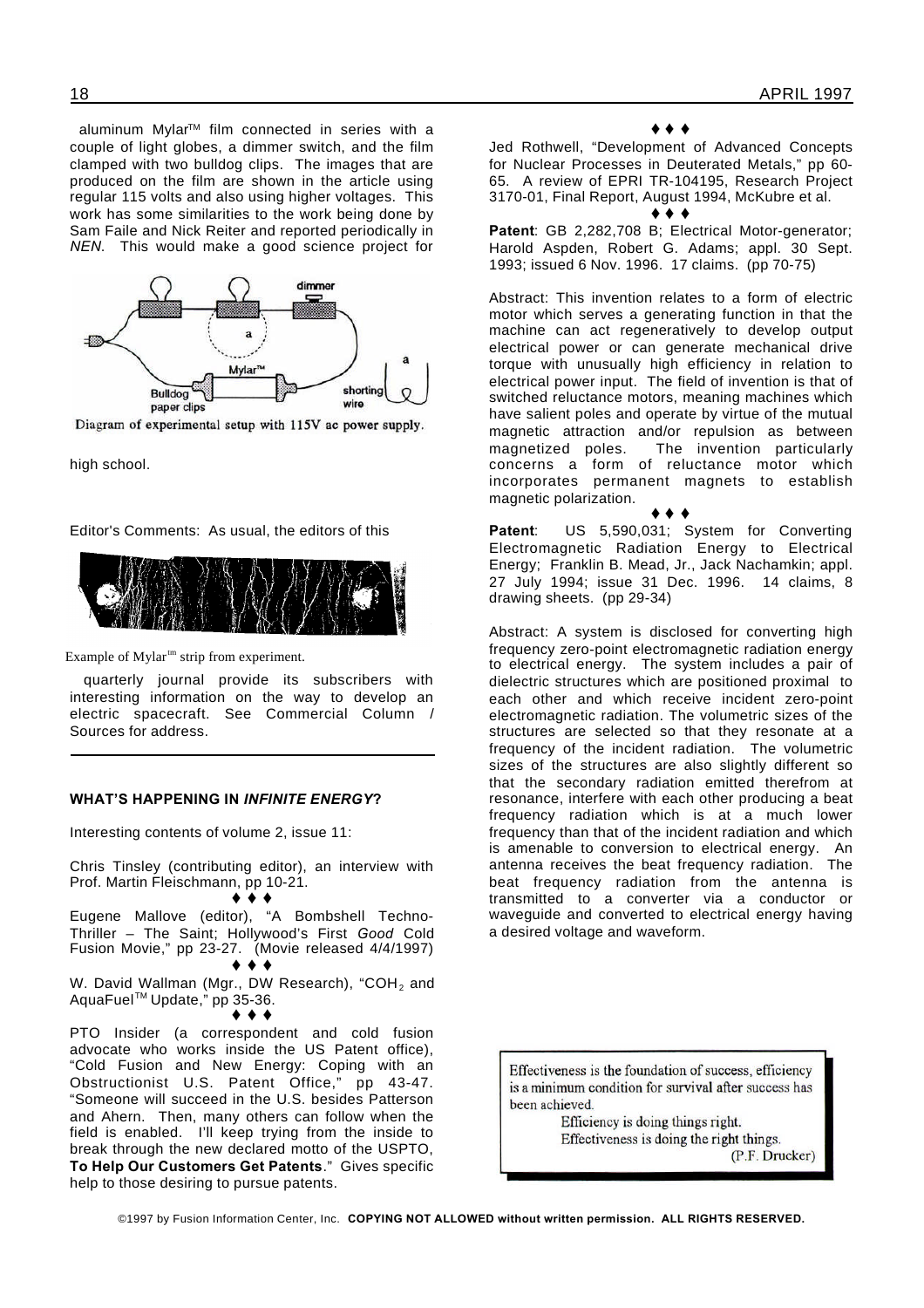aluminum Mylar™ film connected in series with a couple of light globes, a dimmer switch, and the film clamped with two bulldog clips. The images that are produced on the film are shown in the article using regular 115 volts and also using higher voltages. This work has some similarities to the work being done by Sam Faile and Nick Reiter and reported periodically in *NEN*. This would make a good science project for high school.

Diagram of experimental setup with 115V ac power supply.

Editor's Comments: As usual, the editors of this quarterly journal provide its subscribers with interesting information on the way to develop an electric spacecraft. See Commercial Column / Sources for address.

Example of Mylar™ strip from experiment.

---

### WHAT'S HAPPENING IN *INFINITE ENERGY*?

Interesting contents of volume 2, issue 11:

Chris Tinsley (contributing editor), an interview with Prof. Martin Fleischmann, pp 10-21.

♦ ♦ ♦

Eugene Mallove (editor), "A Bombshell Techno-Thriller – The Saint; Hollywood's First *Good* Cold Fusion Movie," pp 23-27. (Movie released 4/4/1997)

♦ ♦ ♦

W. David Wallman (Mgr., DW Research), "$COH_2$ and AquaFuel™ Update," pp 35-36.

♦ ♦ ♦

PTO Insider (a correspondent and cold fusion advocate who works inside the US Patent office), "Cold Fusion and New Energy: Coping with an Obstructionist U.S. Patent Office," pp 43-47. "Someone will succeed in the U.S. besides Patterson and Ahern. Then, many others can follow when the field is enabled. I'll keep trying from the inside to break through the new declared motto of the USPTO, **To Help Our Customers Get Patents**." Gives specific help to those desiring to pursue patents.

♦ ♦ ♦

Jed Rothwell, "Development of Advanced Concepts for Nuclear Processes in Deuterated Metals," pp 60-65. A review of EPRI TR-104195, Research Project 3170-01, Final Report, August 1994, McKubre et al.

♦ ♦ ♦

**Patent**: GB 2,282,708 B; Electrical Motor-generator; Harold Aspden, Robert G. Adams; appl. 30 Sept. 1993; issued 6 Nov. 1996. 17 claims. (pp 70-75)

Abstract: This invention relates to a form of electric motor which serves a generating function in that the machine can act regeneratively to develop output electrical power or can generate mechanical drive torque with unusually high efficiency in relation to electrical power input. The field of invention is that of switched reluctance motors, meaning machines which have salient poles and operate by virtue of the mutual magnetic attraction and/or repulsion as between magnetized poles. The invention particularly concerns a form of reluctance motor which incorporates permanent magnets to establish magnetic polarization.

♦ ♦ ♦

**Patent**: US 5,590,031; System for Converting Electromagnetic Radiation Energy to Electrical Energy; Franklin B. Mead, Jr., Jack Nachamkin; appl. 27 July 1994; issue 31 Dec. 1996. 14 claims, 8 drawing sheets. (pp 29-34)

Abstract: A system is disclosed for converting high frequency zero-point electromagnetic radiation energy to electrical energy. The system includes a pair of dielectric structures which are positioned proximal to each other and which receive incident zero-point electromagnetic radiation. The volumetric sizes of the structures are selected so that they resonate at a frequency of the incident radiation. The volumetric sizes of the structures are also slightly different so that the secondary radiation emitted therefrom at resonance, interfere with each other producing a beat frequency radiation which is at a much lower frequency than that of the incident radiation and which is amenable to conversion to electrical energy. An antenna receives the beat frequency radiation. The beat frequency radiation from the antenna is transmitted to a converter via a conductor or waveguide and converted to electrical energy having a desired voltage and waveform.

> Effectiveness is the foundation of success, efficiency is a minimum condition for survival after success has been achieved.
>
> Efficiency is doing things right.
> Effectiveness is doing the right things.
>
> (P.F. Drucker)

©1997 by Fusion Information Center, Inc. **COPYING NOT ALLOWED without written permission. ALL RIGHTS RESERVED.**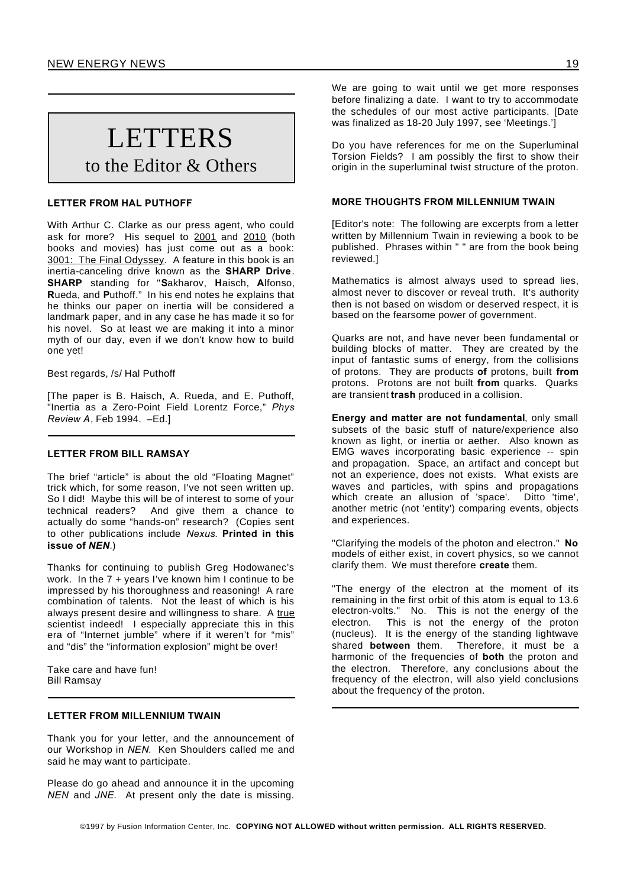# LETTERS

## to the Editor & Others

### LETTER FROM HAL PUTHOFF

With Arthur C. Clarke as our press agent, who could ask for more? His sequel to 2001 and 2010 (both books and movies) has just come out as a book: 3001: The Final Odyssey. A feature in this book is an inertia-canceling drive known as the **SHARP Drive**. **SHARP** standing for "**S**akharov, **H**aisch, **A**lfonso, **R**ueda, and **P**uthoff." In his end notes he explains that he thinks our paper on inertia will be considered a landmark paper, and in any case he has made it so for his novel. So at least we are making it into a minor myth of our day, even if we don't know how to build one yet!

Best regards, /s/ Hal Puthoff

[The paper is B. Haisch, A. Rueda, and E. Puthoff, "Inertia as a Zero-Point Field Lorentz Force," *Phys Review A*, Feb 1994. –Ed.]

### LETTER FROM BILL RAMSAY

The brief "article" is about the old "Floating Magnet" trick which, for some reason, I've not seen written up. So I did! Maybe this will be of interest to some of your technical readers? And give them a chance to actually do some "hands-on" research? (Copies sent to other publications include *Nexus.* **Printed in this issue of *NEN*.**)

Thanks for continuing to publish Greg Hodowanec's work. In the 7 + years I've known him I continue to be impressed by his thoroughness and reasoning! A rare combination of talents. Not the least of which is his always present desire and willingness to share. A true scientist indeed! I especially appreciate this in this era of "Internet jumble" where if it weren't for "mis" and "dis" the "information explosion" might be over!

Take care and have fun!
Bill Ramsay

### LETTER FROM MILLENNIUM TWAIN

Thank you for your letter, and the announcement of our Workshop in *NEN.* Ken Shoulders called me and said he may want to participate.

Please do go ahead and announce it in the upcoming *NEN* and *JNE.* At present only the date is missing. We are going to wait until we get more responses before finalizing a date. I want to try to accommodate the schedules of our most active participants. [Date was finalized as 18-20 July 1997, see 'Meetings.']

Do you have references for me on the Superluminal Torsion Fields? I am possibly the first to show their origin in the superluminal twist structure of the proton.

### MORE THOUGHTS FROM MILLENNIUM TWAIN

[Editor's note: The following are excerpts from a letter written by Millennium Twain in reviewing a book to be published. Phrases within " " are from the book being reviewed.]

Mathematics is almost always used to spread lies, almost never to discover or reveal truth. It's authority then is not based on wisdom or deserved respect, it is based on the fearsome power of government.

Quarks are not, and have never been fundamental or building blocks of matter. They are created by the input of fantastic sums of energy, from the collisions of protons. They are products **of** protons, built **from** protons. Protons are not built **from** quarks. Quarks are transient **trash** produced in a collision.

**Energy and matter are not fundamental**, only small subsets of the basic stuff of nature/experience also known as light, or inertia or aether. Also known as EMG waves incorporating basic experience -- spin and propagation. Space, an artifact and concept but not an experience, does not exists. What exists are waves and particles, with spins and propagations which create an allusion of 'space'. Ditto 'time', another metric (not 'entity') comparing events, objects and experiences.

"Clarifying the models of the photon and electron." **No** models of either exist, in covert physics, so we cannot clarify them. We must therefore **create** them.

"The energy of the electron at the moment of its remaining in the first orbit of this atom is equal to 13.6 electron-volts." No. This is not the energy of the electron. This is not the energy of the proton (nucleus). It is the energy of the standing lightwave shared **between** them. Therefore, it must be a harmonic of the frequencies of **both** the proton and the electron. Therefore, any conclusions about the frequency of the electron, will also yield conclusions about the frequency of the proton.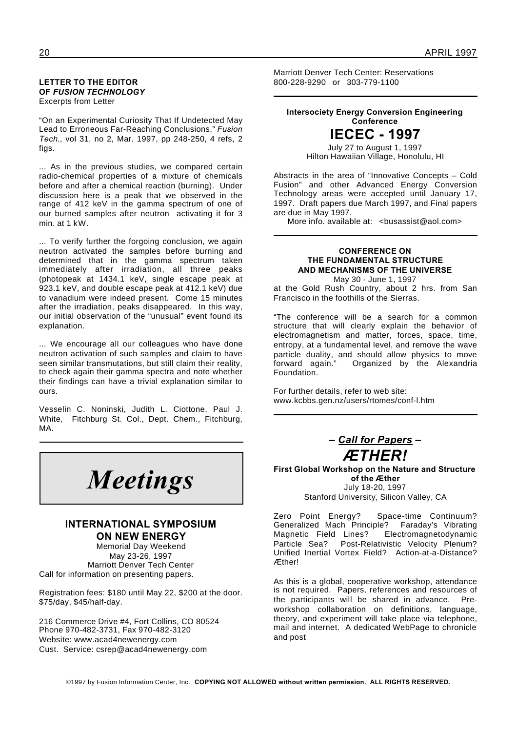**LETTER TO THE EDITOR OF *FUSION TECHNOLOGY***
Excerpts from Letter

"On an Experimental Curiosity That If Undetected May Lead to Erroneous Far-Reaching Conclusions," *Fusion Tech.*, vol 31, no 2, Mar. 1997, pp 248-250, 4 refs, 2 figs.

... As in the previous studies, we compared certain radio-chemical properties of a mixture of chemicals before and after a chemical reaction (burning). Under discussion here is a peak that we observed in the range of 412 keV in the gamma spectrum of one of our burned samples after neutron activating it for 3 min. at 1 kW.

... To verify further the forgoing conclusion, we again neutron activated the samples before burning and determined that in the gamma spectrum taken immediately after irradiation, all three peaks (photopeak at 1434.1 keV, single escape peak at 923.1 keV, and double escape peak at 412.1 keV) due to vanadium were indeed present. Come 15 minutes after the irradiation, peaks disappeared. In this way, our initial observation of the "unusual" event found its explanation.

... We encourage all our colleagues who have done neutron activation of such samples and claim to have seen similar transmutations, but still claim their reality, to check again their gamma spectra and note whether their findings can have a trivial explanation similar to ours.

Vesselin C. Noninski, Judith L. Ciottone, Paul J. White, Fitchburg St. Col., Dept. Chem., Fitchburg, MA.

# *Meetings*

## INTERNATIONAL SYMPOSIUM ON NEW ENERGY

Memorial Day Weekend
May 23-26, 1997
Marriott Denver Tech Center
Call for information on presenting papers.

Registration fees: $180 until May 22, $200 at the door. $75/day, $45/half-day.

216 Commerce Drive #4, Fort Collins, CO 80524
Phone 970-482-3731, Fax 970-482-3120
Website: www.acad4newenergy.com
Cust. Service: csrep@acad4newenergy.com

Marriott Denver Tech Center: Reservations
800-228-9290 or 303-779-1100

**Intersociety Energy Conversion Engineering Conference**

## IECEC - 1997

July 27 to August 1, 1997
Hilton Hawaiian Village, Honolulu, HI

Abstracts in the area of "Innovative Concepts – Cold Fusion" and other Advanced Energy Conversion Technology areas were accepted until January 17, 1997. Draft papers due March 1997, and Final papers are due in May 1997.

More info. available at: <busassist@aol.com>

### CONFERENCE ON THE FUNDAMENTAL STRUCTURE AND MECHANISMS OF THE UNIVERSE

May 30 - June 1, 1997
at the Gold Rush Country, about 2 hrs. from San Francisco in the foothills of the Sierras.

"The conference will be a search for a common structure that will clearly explain the behavior of electromagnetism and matter, forces, space, time, entropy, at a fundamental level, and remove the wave particle duality, and should allow physics to move forward again." Organized by the Alexandria Foundation.

For further details, refer to web site:
www.kcbbs.gen.nz/users/rtomes/conf-l.htm

**– *Call for Papers* –**

## *ÆTHER!*

**First Global Workshop on the Nature and Structure of the Æther**
July 18-20, 1997
Stanford University, Silicon Valley, CA

Zero Point Energy? Space-time Continuum? Generalized Mach Principle? Faraday's Vibrating Magnetic Field Lines? Electromagnetodynamic Particle Sea? Post-Relativistic Velocity Plenum? Unified Inertial Vortex Field? Action-at-a-Distance? Æther!

As this is a global, cooperative workshop, attendance is not required. Papers, references and resources of the participants will be shared in advance. Pre-workshop collaboration on definitions, language, theory, and experiment will take place via telephone, mail and internet. A dedicated WebPage to chronicle and post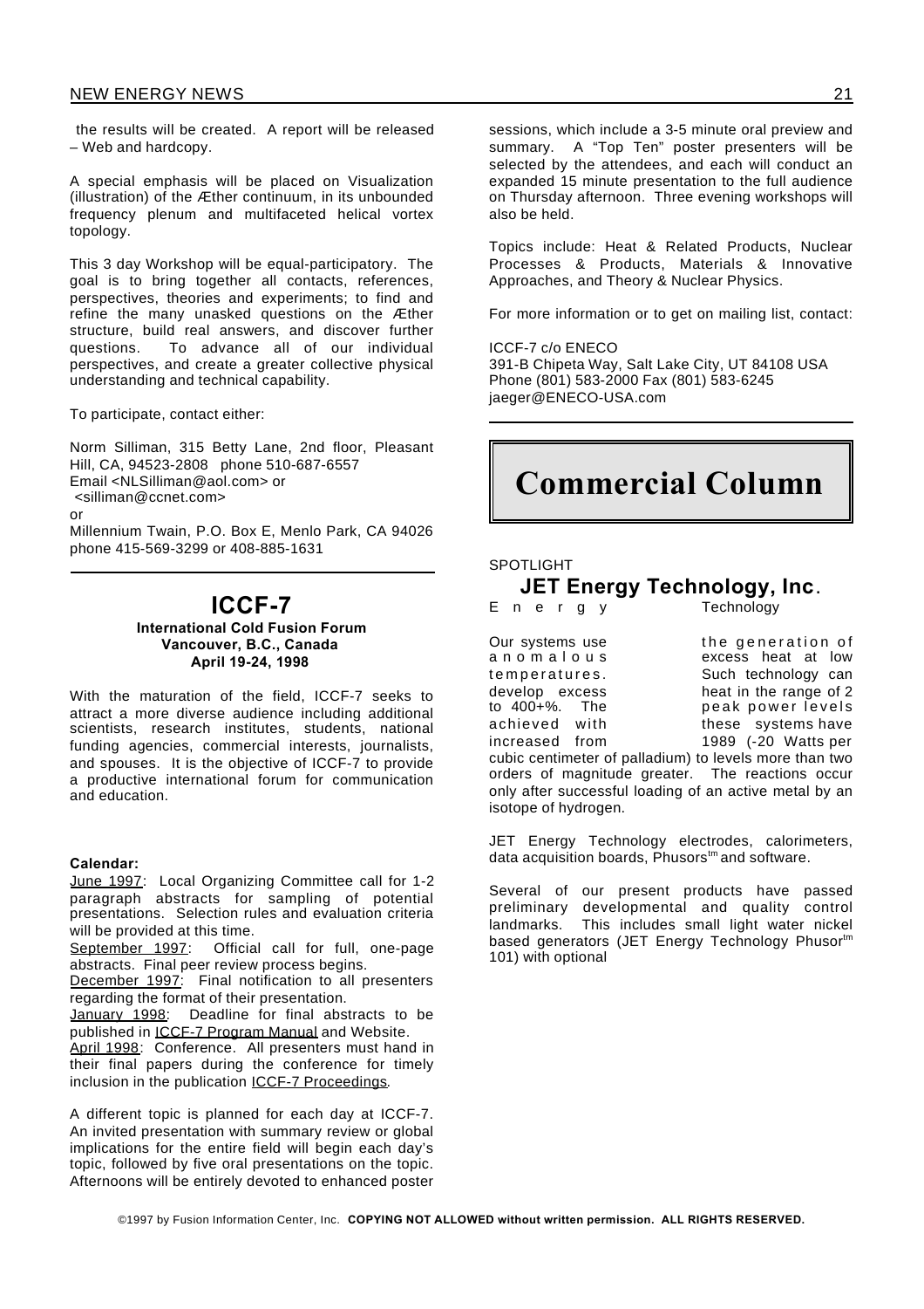the results will be created. A report will be released – Web and hardcopy.

A special emphasis will be placed on Visualization (illustration) of the Æther continuum, in its unbounded frequency plenum and multifaceted helical vortex topology.

This 3 day Workshop will be equal-participatory. The goal is to bring together all contacts, references, perspectives, theories and experiments; to find and refine the many unasked questions on the Æther structure, build real answers, and discover further questions. To advance all of our individual perspectives, and create a greater collective physical understanding and technical capability.

To participate, contact either:

Norm Silliman, 315 Betty Lane, 2nd floor, Pleasant Hill, CA, 94523-2808 phone 510-687-6557
Email <NLSilliman@aol.com> or
<silliman@ccnet.com>
or
Millennium Twain, P.O. Box E, Menlo Park, CA 94026
phone 415-569-3299 or 408-885-1631

## ICCF-7

**International Cold Fusion Forum**
**Vancouver, B.C., Canada**
**April 19-24, 1998**

With the maturation of the field, ICCF-7 seeks to attract a more diverse audience including additional scientists, research institutes, students, national funding agencies, commercial interests, journalists, and spouses. It is the objective of ICCF-7 to provide a productive international forum for communication and education.

**Calendar:**

June 1997: Local Organizing Committee call for 1-2 paragraph abstracts for sampling of potential presentations. Selection rules and evaluation criteria will be provided at this time.
September 1997: Official call for full, one-page abstracts. Final peer review process begins.
December 1997: Final notification to all presenters regarding the format of their presentation.
January 1998: Deadline for final abstracts to be published in ICCF-7 Program Manual and Website.
April 1998: Conference. All presenters must hand in their final papers during the conference for timely inclusion in the publication *ICCF-7 Proceedings*.

A different topic is planned for each day at ICCF-7. An invited presentation with summary review or global implications for the entire field will begin each day's topic, followed by five oral presentations on the topic. Afternoons will be entirely devoted to enhanced poster sessions, which include a 3-5 minute oral preview and summary. A "Top Ten" poster presenters will be selected by the attendees, and each will conduct an expanded 15 minute presentation to the full audience on Thursday afternoon. Three evening workshops will also be held.

Topics include: Heat & Related Products, Nuclear Processes & Products, Materials & Innovative Approaches, and Theory & Nuclear Physics.

For more information or to get on mailing list, contact:

ICCF-7 c/o ENECO
391-B Chipeta Way, Salt Lake City, UT 84108 USA
Phone (801) 583-2000 Fax (801) 583-6245
jaeger@ENECO-USA.com

# Commercial Column

SPOTLIGHT

### JET Energy Technology, Inc.

Energy Technology

Our systems use the generation of anomalous excess heat at low temperatures. Such technology can develop excess heat in the range of 2 to 400+%. The peak power levels achieved with these systems have increased from 1989 (~20 Watts per cubic centimeter of palladium) to levels more than two orders of magnitude greater. The reactions occur only after successful loading of an active metal by an isotope of hydrogen.

JET Energy Technology electrodes, calorimeters, data acquisition boards, Phusors™ and software.

Several of our present products have passed preliminary developmental and quality control landmarks. This includes small light water nickel based generators (JET Energy Technology Phusor™ 101) with optional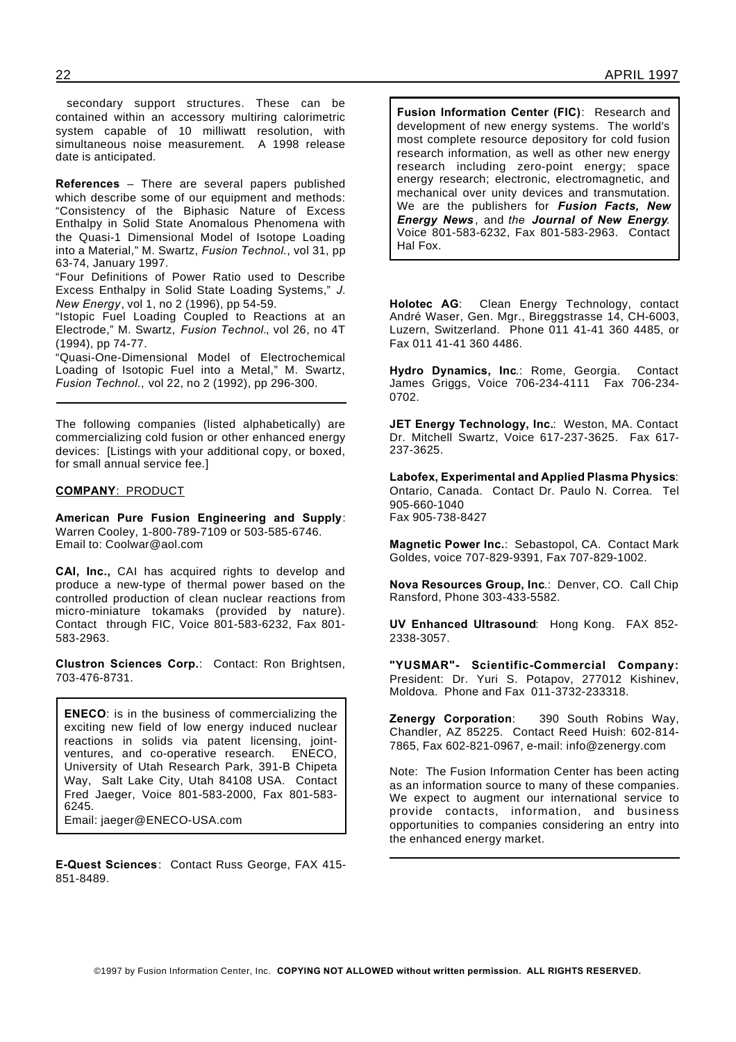secondary support structures. These can be contained within an accessory multiring calorimetric system capable of 10 milliwatt resolution, with simultaneous noise measurement. A 1998 release date is anticipated.

**References** – There are several papers published which describe some of our equipment and methods: "Consistency of the Biphasic Nature of Excess Enthalpy in Solid State Anomalous Phenomena with the Quasi-1 Dimensional Model of Isotope Loading into a Material," M. Swartz, *Fusion Technol.*, vol 31, pp 63-74, January 1997.

"Four Definitions of Power Ratio used to Describe Excess Enthalpy in Solid State Loading Systems," *J. New Energy*, vol 1, no 2 (1996), pp 54-59.

"Istopic Fuel Loading Coupled to Reactions at an Electrode," M. Swartz, *Fusion Technol*., vol 26, no 4T (1994), pp 74-77.

"Quasi-One-Dimensional Model of Electrochemical Loading of Isotopic Fuel into a Metal," M. Swartz, *Fusion Technol.*, vol 22, no 2 (1992), pp 296-300.

---

The following companies (listed alphabetically) are commercializing cold fusion or other enhanced energy devices: [Listings with your additional copy, or boxed, for small annual service fee.]

**COMPANY**: PRODUCT

**American Pure Fusion Engineering and Supply**: Warren Cooley, 1-800-789-7109 or 503-585-6746. Email to: Coolwar@aol.com

**CAI, Inc.,** CAI has acquired rights to develop and produce a new-type of thermal power based on the controlled production of clean nuclear reactions from micro-miniature tokamaks (provided by nature). Contact through FIC, Voice 801-583-6232, Fax 801-583-2963.

**Clustron Sciences Corp.**: Contact: Ron Brightsen, 703-476-8731.

**ENECO**: is in the business of commercializing the exciting new field of low energy induced nuclear reactions in solids via patent licensing, joint-ventures, and co-operative research. ENECO, University of Utah Research Park, 391-B Chipeta Way, Salt Lake City, Utah 84108 USA. Contact Fred Jaeger, Voice 801-583-2000, Fax 801-583-6245.
Email: jaeger@ENECO-USA.com

**E-Quest Sciences**: Contact Russ George, FAX 415-851-8489.

**Fusion Information Center (FIC)**: Research and development of new energy systems. The world's most complete resource depository for cold fusion research information, as well as other new energy research including zero-point energy; space energy research; electronic, electromagnetic, and mechanical over unity devices and transmutation. We are the publishers for ***Fusion Facts, New Energy News***, and *the* ***Journal of New Energy***. Voice 801-583-6232, Fax 801-583-2963. Contact Hal Fox.

**Holotec AG**: Clean Energy Technology, contact André Waser, Gen. Mgr., Bireggstrasse 14, CH-6003, Luzern, Switzerland. Phone 011 41-41 360 4485, or Fax 011 41-41 360 4486.

**Hydro Dynamics, Inc**.: Rome, Georgia. Contact James Griggs, Voice 706-234-4111 Fax 706-234-0702.

**JET Energy Technology, Inc.**: Weston, MA. Contact Dr. Mitchell Swartz, Voice 617-237-3625. Fax 617-237-3625.

**Labofex, Experimental and Applied Plasma Physics**: Ontario, Canada. Contact Dr. Paulo N. Correa. Tel 905-660-1040
Fax 905-738-8427

**Magnetic Power Inc.**: Sebastopol, CA. Contact Mark Goldes, voice 707-829-9391, Fax 707-829-1002.

**Nova Resources Group, Inc**.: Denver, CO. Call Chip Ransford, Phone 303-433-5582.

**UV Enhanced Ultrasound**: Hong Kong. FAX 852-2338-3057.

**"YUSMAR"- Scientific-Commercial Company:** President: Dr. Yuri S. Potapov, 277012 Kishinev, Moldova. Phone and Fax 011-3732-233318.

**Zenergy Corporation**: 390 South Robins Way, Chandler, AZ 85225. Contact Reed Huish: 602-814-7865, Fax 602-821-0967, e-mail: info@zenergy.com

Note: The Fusion Information Center has been acting as an information source to many of these companies. We expect to augment our international service to provide contacts, information, and business opportunities to companies considering an entry into the enhanced energy market.

---

©1997 by Fusion Information Center, Inc. **COPYING NOT ALLOWED without written permission. ALL RIGHTS RESERVED.**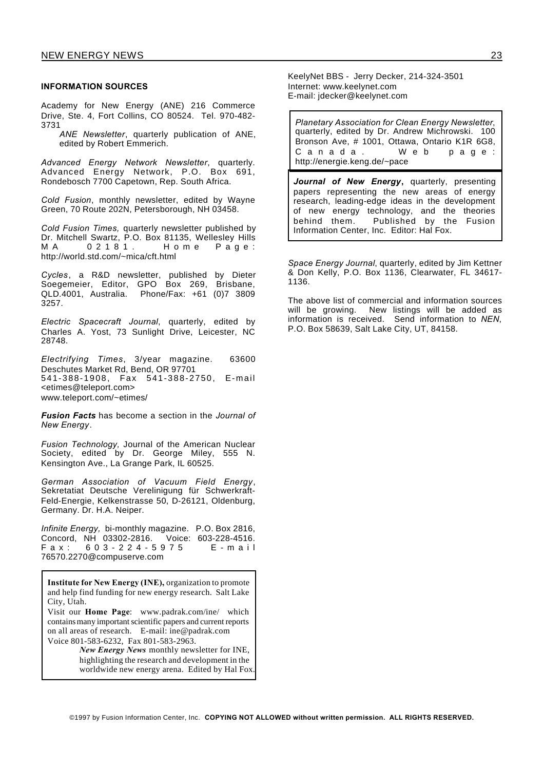## INFORMATION SOURCES

Academy for New Energy (ANE) 216 Commerce Drive, Ste. 4, Fort Collins, CO 80524. Tel. 970-482-3731

*ANE Newsletter*, quarterly publication of ANE, edited by Robert Emmerich.

*Advanced Energy Network Newsletter*, quarterly. Advanced Energy Network, P.O. Box 691, Rondebosch 7700 Capetown, Rep. South Africa.

*Cold Fusion*, monthly newsletter, edited by Wayne Green, 70 Route 202N, Petersborough, NH 03458.

*Cold Fusion Times,* quarterly newsletter published by Dr. Mitchell Swartz, P.O. Box 81135, Wellesley Hills MA 02181. Home Page: http://world.std.com/~mica/cft.html

*Cycles*, a R&D newsletter, published by Dieter Soegemeier, Editor, GPO Box 269, Brisbane, QLD.4001, Australia. Phone/Fax: +61 (0)7 3809 3257.

*Electric Spacecraft Journal*, quarterly, edited by Charles A. Yost, 73 Sunlight Drive, Leicester, NC 28748.

*Electrifying Times*, 3/year magazine. 63600 Deschutes Market Rd, Bend, OR 97701
541-388-1908, Fax 541-388-2750, E-mail <etimes@teleport.com>
www.teleport.com/~etimes/

***Fusion Facts*** has become a section in the *Journal of New Energy*.

*Fusion Technology,* Journal of the American Nuclear Society, edited by Dr. George Miley, 555 N. Kensington Ave., La Grange Park, IL 60525.

*German Association of Vacuum Field Energy*, Sekretatiat Deutsche Verelinigung für Schwerkraft-Feld-Energie, Kelkenstrasse 50, D-26121, Oldenburg, Germany. Dr. H.A. Neiper.

*Infinite Energy,* bi-monthly magazine. P.O. Box 2816, Concord, NH 03302-2816. Voice: 603-228-4516. Fax: 603-224-5975 E-mail 76570.2270@compuserve.com

**Institute for New Energy (INE),** organization to promote and help find funding for new energy research. Salt Lake City, Utah.
Visit our **Home Page**: www.padrak.com/ine/ which contains many important scientific papers and current reports on all areas of research. E-mail: ine@padrak.com
Voice 801-583-6232, Fax 801-583-2963.

***New Energy News*** monthly newsletter for INE, highlighting the research and development in the worldwide new energy arena. Edited by Hal Fox.

KeelyNet BBS - Jerry Decker, 214-324-3501
Internet: www.keelynet.com
E-mail: jdecker@keelynet.com

*Planetary Association for Clean Energy Newsletter*, quarterly, edited by Dr. Andrew Michrowski. 100 Bronson Ave, # 1001, Ottawa, Ontario K1R 6G8, Canada. Web page: http://energie.keng.de/~pace

***Journal of New Energy*,** quarterly, presenting papers representing the new areas of energy research, leading-edge ideas in the development of new energy technology, and the theories behind them. Published by the Fusion Information Center, Inc. Editor: Hal Fox.

*Space Energy Journal*, quarterly, edited by Jim Kettner & Don Kelly, P.O. Box 1136, Clearwater, FL 34617-1136.

The above list of commercial and information sources will be growing. New listings will be added as information is received. Send information to *NEN*, P.O. Box 58639, Salt Lake City, UT, 84158.

©1997 by Fusion Information Center, Inc. **COPYING NOT ALLOWED without written permission. ALL RIGHTS RESERVED.**